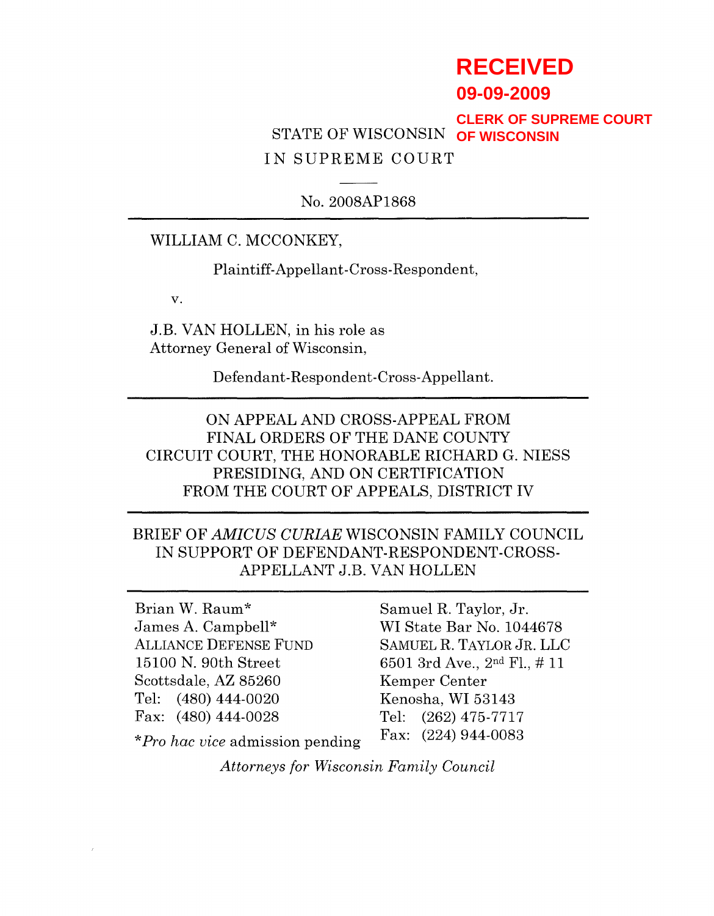**RECEIVED**
**09-09-2009**
**CLERK OF SUPREME COURT OF WISCONSIN**

STATE OF WISCONSIN

IN SUPREME COURT

---

No. 2008AP1868

---

WILLIAM C. MCCONKEY,

Plaintiff-Appellant-Cross-Respondent,

v.

J.B. VAN HOLLEN, in his role as Attorney General of Wisconsin,

Defendant-Respondent-Cross-Appellant.

---

ON APPEAL AND CROSS-APPEAL FROM FINAL ORDERS OF THE DANE COUNTY CIRCUIT COURT, THE HONORABLE RICHARD G. NIESS PRESIDING, AND ON CERTIFICATION FROM THE COURT OF APPEALS, DISTRICT IV

---

BRIEF OF *AMICUS CURIAE* WISCONSIN FAMILY COUNCIL IN SUPPORT OF DEFENDANT-RESPONDENT-CROSS-APPELLANT J.B. VAN HOLLEN

---

Brian W. Raum*
James A. Campbell*
ALLIANCE DEFENSE FUND
15100 N. 90th Street
Scottsdale, AZ 85260
Tel: (480) 444-0020
Fax: (480) 444-0028

**Pro hac vice* admission pending

Samuel R. Taylor, Jr.
WI State Bar No. 1044678
SAMUEL R. TAYLOR JR. LLC
6501 3rd Ave., 2nd Fl., # 11
Kemper Center
Kenosha, WI 53143
Tel: (262) 475-7717
Fax: (224) 944-0083

*Attorneys for Wisconsin Family Council*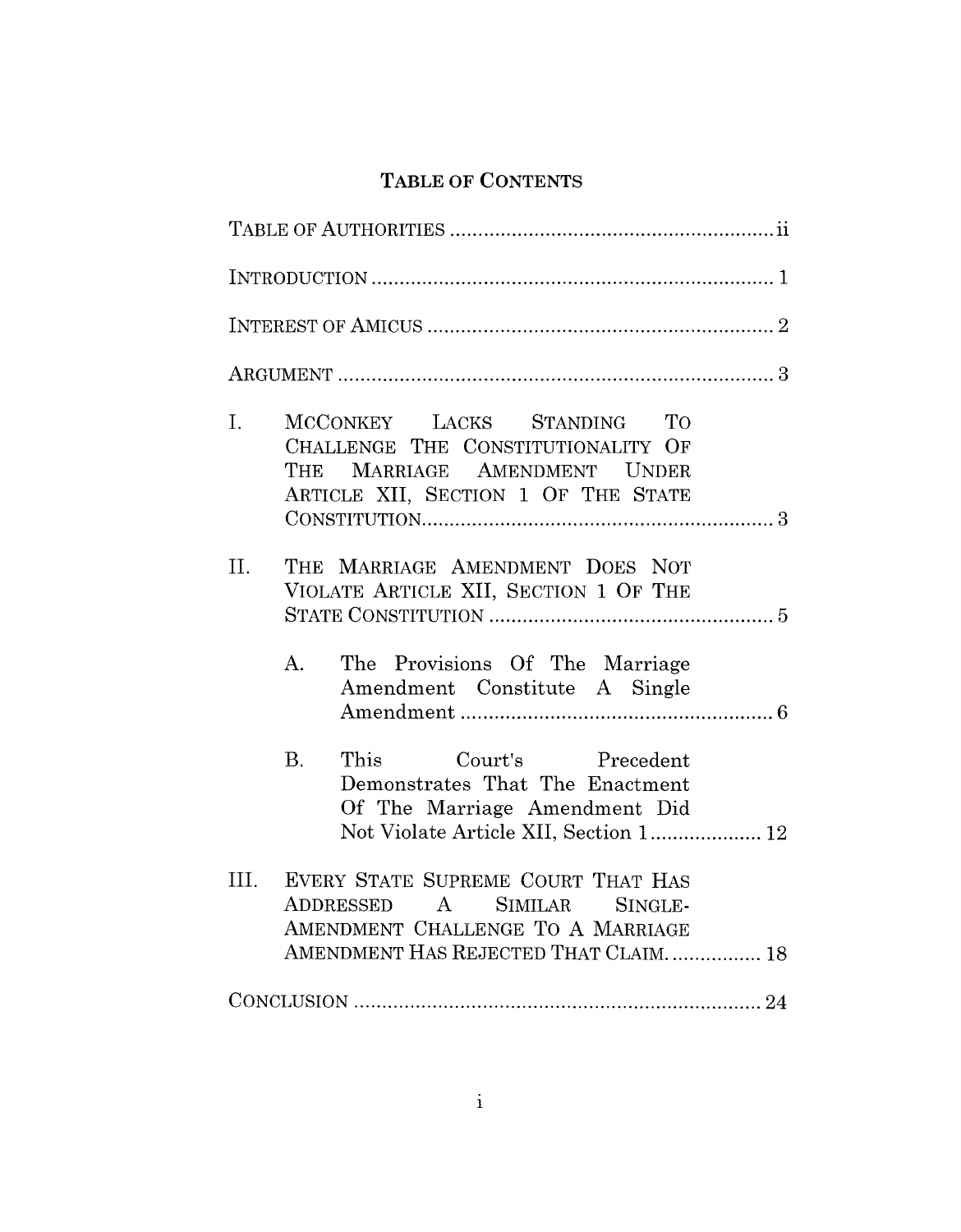# TABLE OF CONTENTS

TABLE OF AUTHORITIES .......................................................... ii

INTRODUCTION ........................................................................ 1

INTEREST OF AMICUS .............................................................. 2

ARGUMENT .............................................................................. 3

I. MCCONKEY LACKS STANDING TO CHALLENGE THE CONSTITUTIONALITY OF THE MARRIAGE AMENDMENT UNDER ARTICLE XII, SECTION 1 OF THE STATE CONSTITUTION................................................................ 3

II. THE MARRIAGE AMENDMENT DOES NOT VIOLATE ARTICLE XII, SECTION 1 OF THE STATE CONSTITUTION .................................................. 5

   A. The Provisions Of The Marriage Amendment Constitute A Single Amendment ........................................................ 6

   B. This Court's Precedent Demonstrates That The Enactment Of The Marriage Amendment Did Not Violate Article XII, Section 1.................... 12

III. EVERY STATE SUPREME COURT THAT HAS ADDRESSED A SIMILAR SINGLE-AMENDMENT CHALLENGE TO A MARRIAGE AMENDMENT HAS REJECTED THAT CLAIM................ 18

CONCLUSION ......................................................................... 24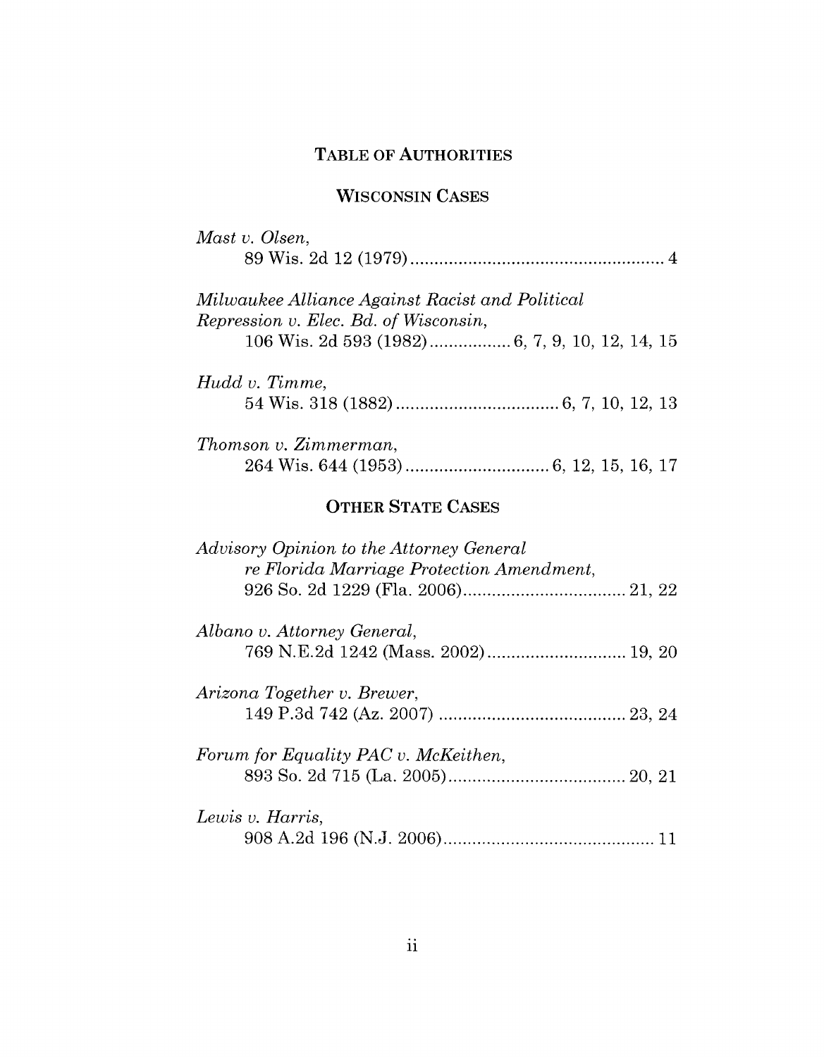## TABLE OF AUTHORITIES

### WISCONSIN CASES

*Mast v. Olsen*,
89 Wis. 2d 12 (1979) .................................................... 4

*Milwaukee Alliance Against Racist and Political Repression v. Elec. Bd. of Wisconsin*,
106 Wis. 2d 593 (1982) ................ 6, 7, 9, 10, 12, 14, 15

*Hudd v. Timme*,
54 Wis. 318 (1882) .................................. 6, 7, 10, 12, 13

*Thomson v. Zimmerman*,
264 Wis. 644 (1953) .............................. 6, 12, 15, 16, 17

### OTHER STATE CASES

*Advisory Opinion to the Attorney General re Florida Marriage Protection Amendment*,
926 So. 2d 1229 (Fla. 2006) .................................. 21, 22

*Albano v. Attorney General*,
769 N.E.2d 1242 (Mass. 2002) ............................. 19, 20

*Arizona Together v. Brewer*,
149 P.3d 742 (Az. 2007) ....................................... 23, 24

*Forum for Equality PAC v. McKeithen*,
893 So. 2d 715 (La. 2005) ..................................... 20, 21

*Lewis v. Harris*,
908 A.2d 196 (N.J. 2006) ............................................ 11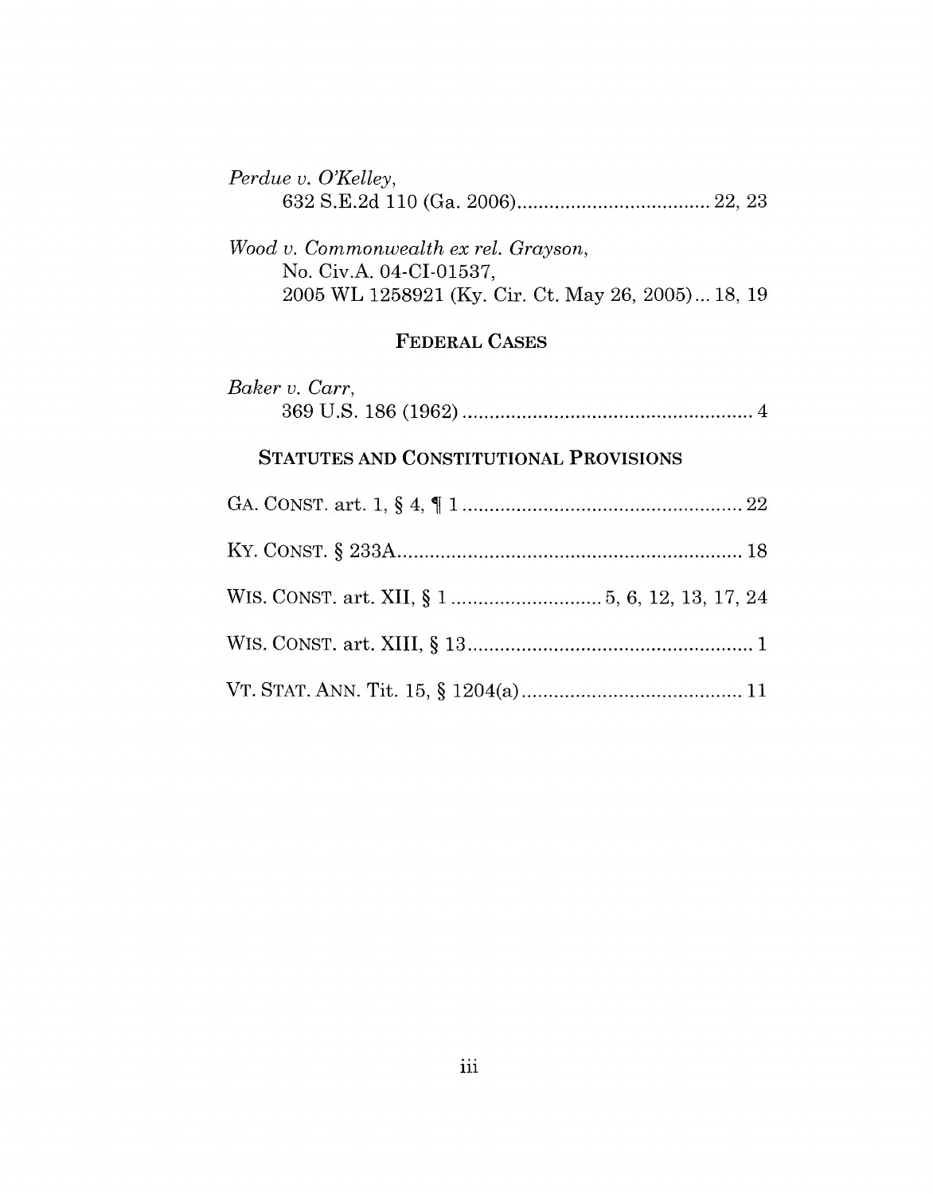*Perdue v. O'Kelley*,
632 S.E.2d 110 (Ga. 2006).................................... 22, 23

*Wood v. Commonwealth ex rel. Grayson*,
No. Civ.A. 04-CI-01537,
2005 WL 1258921 (Ky. Cir. Ct. May 26, 2005)... 18, 19

**FEDERAL CASES**

*Baker v. Carr*,
369 U.S. 186 (1962) ...................................................... 4

**STATUTES AND CONSTITUTIONAL PROVISIONS**

GA. CONST. art. 1, § 4, ¶ 1 .................................................... 22

KY. CONST. § 233A................................................................ 18

WIS. CONST. art. XII, § 1 ............................ 5, 6, 12, 13, 17, 24

WIS. CONST. art. XIII, § 13...................................................... 1

VT. STAT. ANN. Tit. 15, § 1204(a)......................................... 11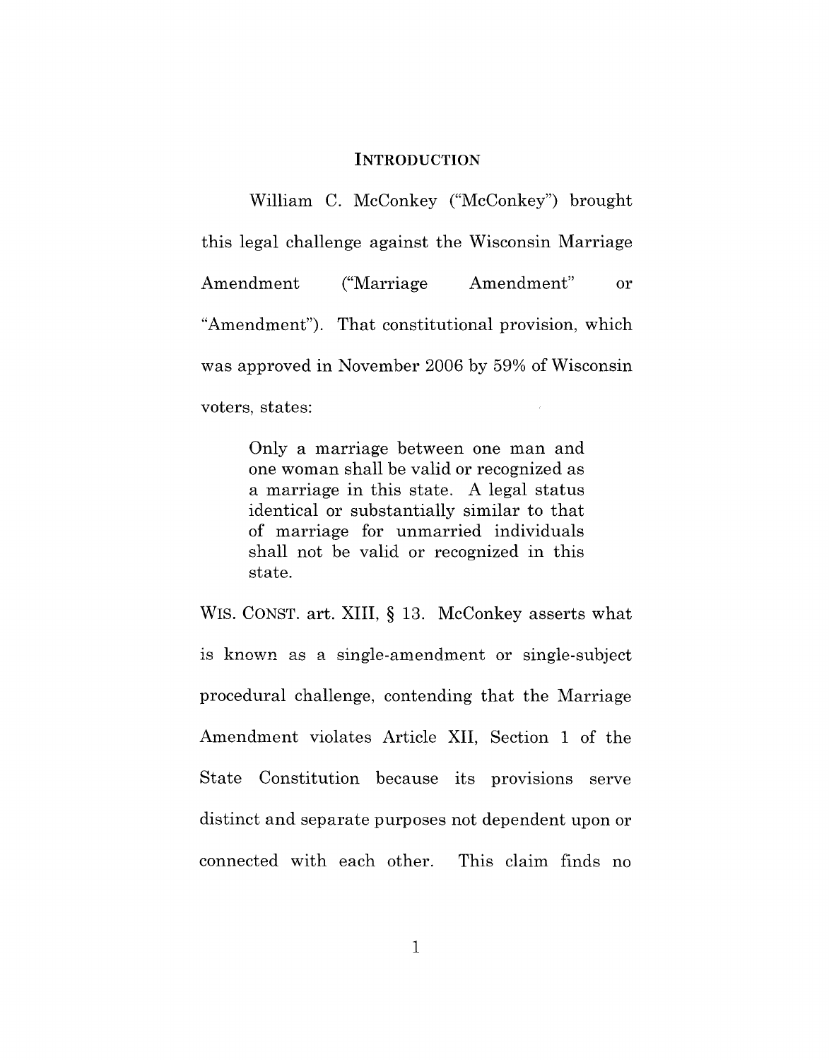## INTRODUCTION

William C. McConkey ("McConkey") brought this legal challenge against the Wisconsin Marriage Amendment ("Marriage Amendment" or "Amendment"). That constitutional provision, which was approved in November 2006 by 59% of Wisconsin voters, states:

> Only a marriage between one man and one woman shall be valid or recognized as a marriage in this state. A legal status identical or substantially similar to that of marriage for unmarried individuals shall not be valid or recognized in this state.

WIS. CONST. art. XIII, § 13. McConkey asserts what is known as a single-amendment or single-subject procedural challenge, contending that the Marriage Amendment violates Article XII, Section 1 of the State Constitution because its provisions serve distinct and separate purposes not dependent upon or connected with each other. This claim finds no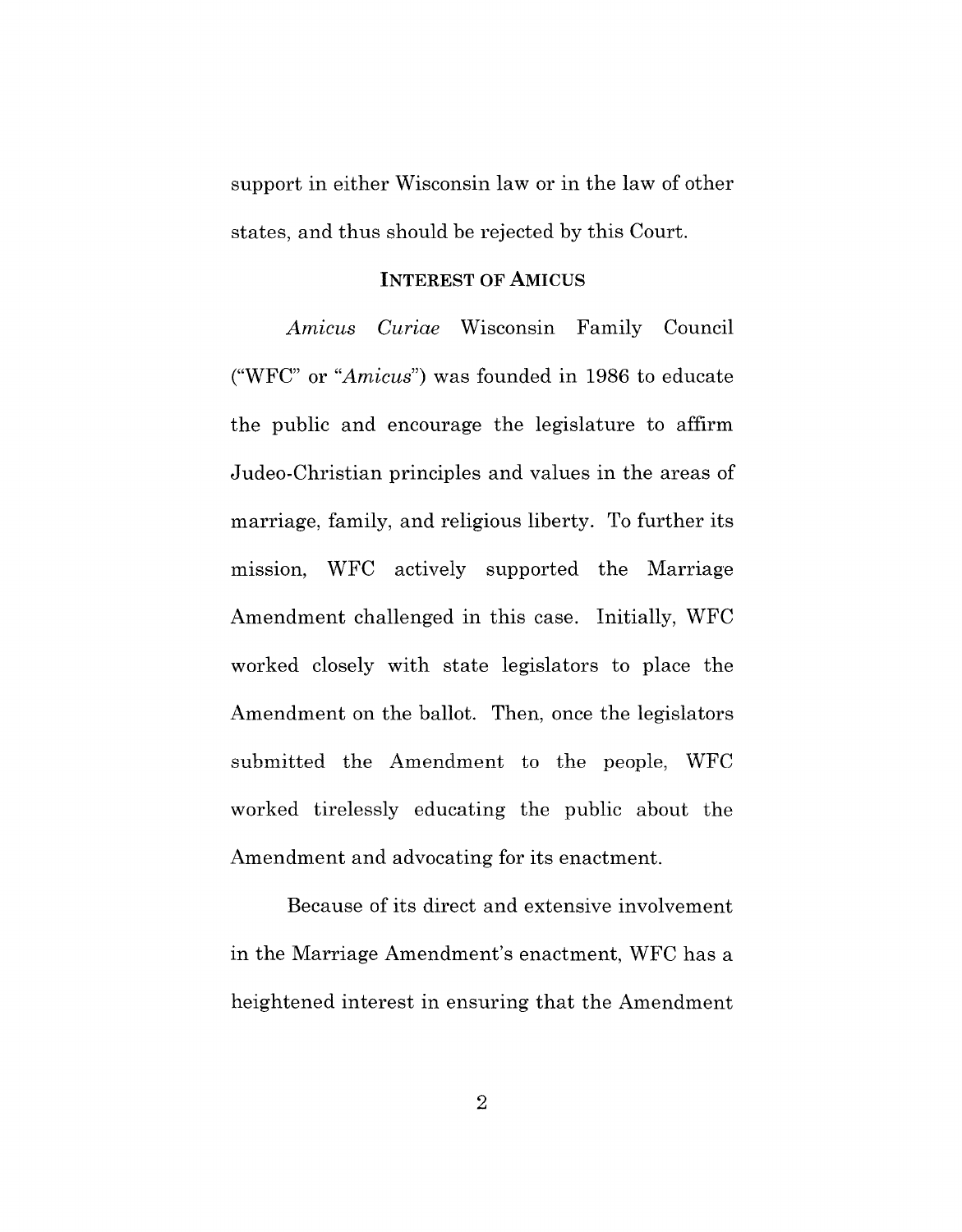support in either Wisconsin law or in the law of other states, and thus should be rejected by this Court.

## INTEREST OF AMICUS

*Amicus Curiae* Wisconsin Family Council ("WFC" or "*Amicus*") was founded in 1986 to educate the public and encourage the legislature to affirm Judeo-Christian principles and values in the areas of marriage, family, and religious liberty. To further its mission, WFC actively supported the Marriage Amendment challenged in this case. Initially, WFC worked closely with state legislators to place the Amendment on the ballot. Then, once the legislators submitted the Amendment to the people, WFC worked tirelessly educating the public about the Amendment and advocating for its enactment.

Because of its direct and extensive involvement in the Marriage Amendment's enactment, WFC has a heightened interest in ensuring that the Amendment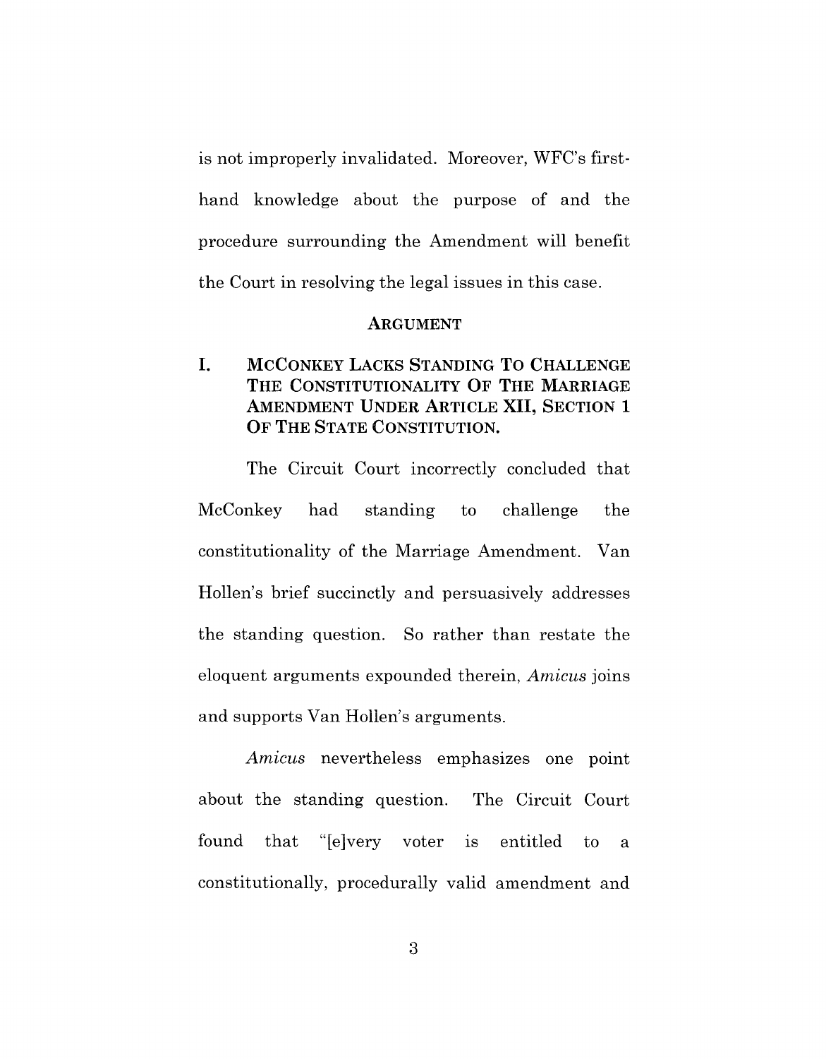is not improperly invalidated. Moreover, WFC's first-hand knowledge about the purpose of and the procedure surrounding the Amendment will benefit the Court in resolving the legal issues in this case.

## ARGUMENT

### I. MCCONKEY LACKS STANDING TO CHALLENGE THE CONSTITUTIONALITY OF THE MARRIAGE AMENDMENT UNDER ARTICLE XII, SECTION 1 OF THE STATE CONSTITUTION.

The Circuit Court incorrectly concluded that McConkey had standing to challenge the constitutionality of the Marriage Amendment. Van Hollen's brief succinctly and persuasively addresses the standing question. So rather than restate the eloquent arguments expounded therein, *Amicus* joins and supports Van Hollen's arguments.

*Amicus* nevertheless emphasizes one point about the standing question. The Circuit Court found that "[e]very voter is entitled to a constitutionally, procedurally valid amendment and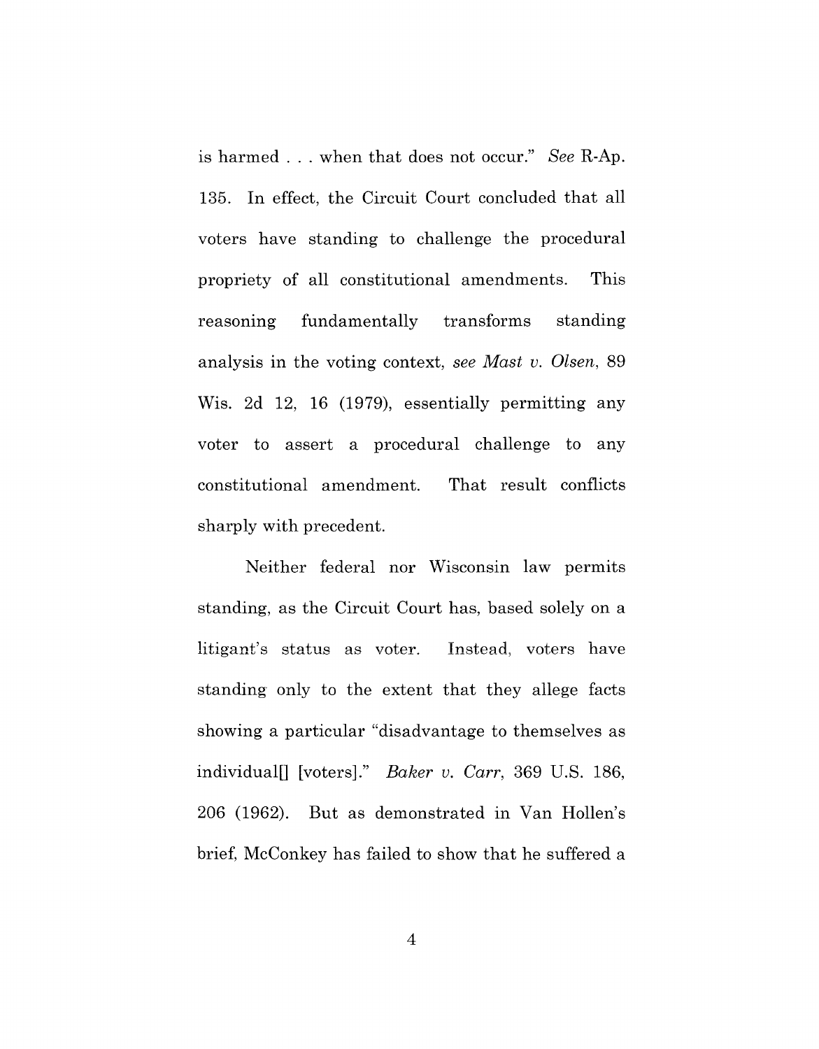is harmed . . . when that does not occur." *See* R-Ap. 135. In effect, the Circuit Court concluded that all voters have standing to challenge the procedural propriety of all constitutional amendments. This reasoning fundamentally transforms standing analysis in the voting context, *see Mast v. Olsen*, 89 Wis. 2d 12, 16 (1979), essentially permitting any voter to assert a procedural challenge to any constitutional amendment. That result conflicts sharply with precedent.

Neither federal nor Wisconsin law permits standing, as the Circuit Court has, based solely on a litigant's status as voter. Instead, voters have standing only to the extent that they allege facts showing a particular "disadvantage to themselves as individual[] [voters]." *Baker v. Carr*, 369 U.S. 186, 206 (1962). But as demonstrated in Van Hollen's brief, McConkey has failed to show that he suffered a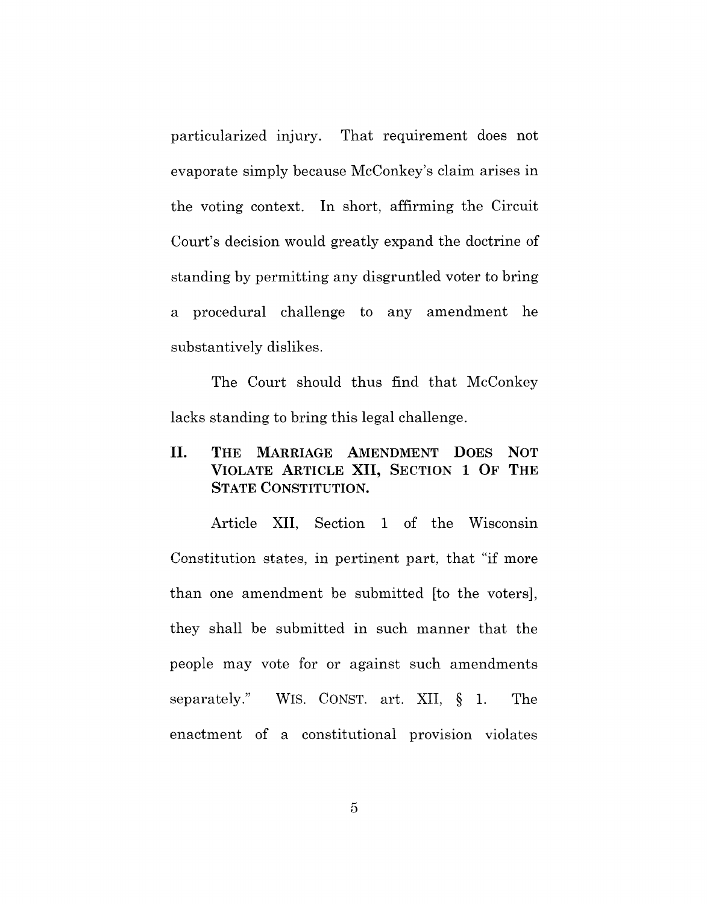particularized injury. That requirement does not evaporate simply because McConkey's claim arises in the voting context. In short, affirming the Circuit Court's decision would greatly expand the doctrine of standing by permitting any disgruntled voter to bring a procedural challenge to any amendment he substantively dislikes.

The Court should thus find that McConkey lacks standing to bring this legal challenge.

## II. THE MARRIAGE AMENDMENT DOES NOT VIOLATE ARTICLE XII, SECTION 1 OF THE STATE CONSTITUTION.

Article XII, Section 1 of the Wisconsin Constitution states, in pertinent part, that "if more than one amendment be submitted [to the voters], they shall be submitted in such manner that the people may vote for or against such amendments separately." WIS. CONST. art. XII, § 1. The enactment of a constitutional provision violates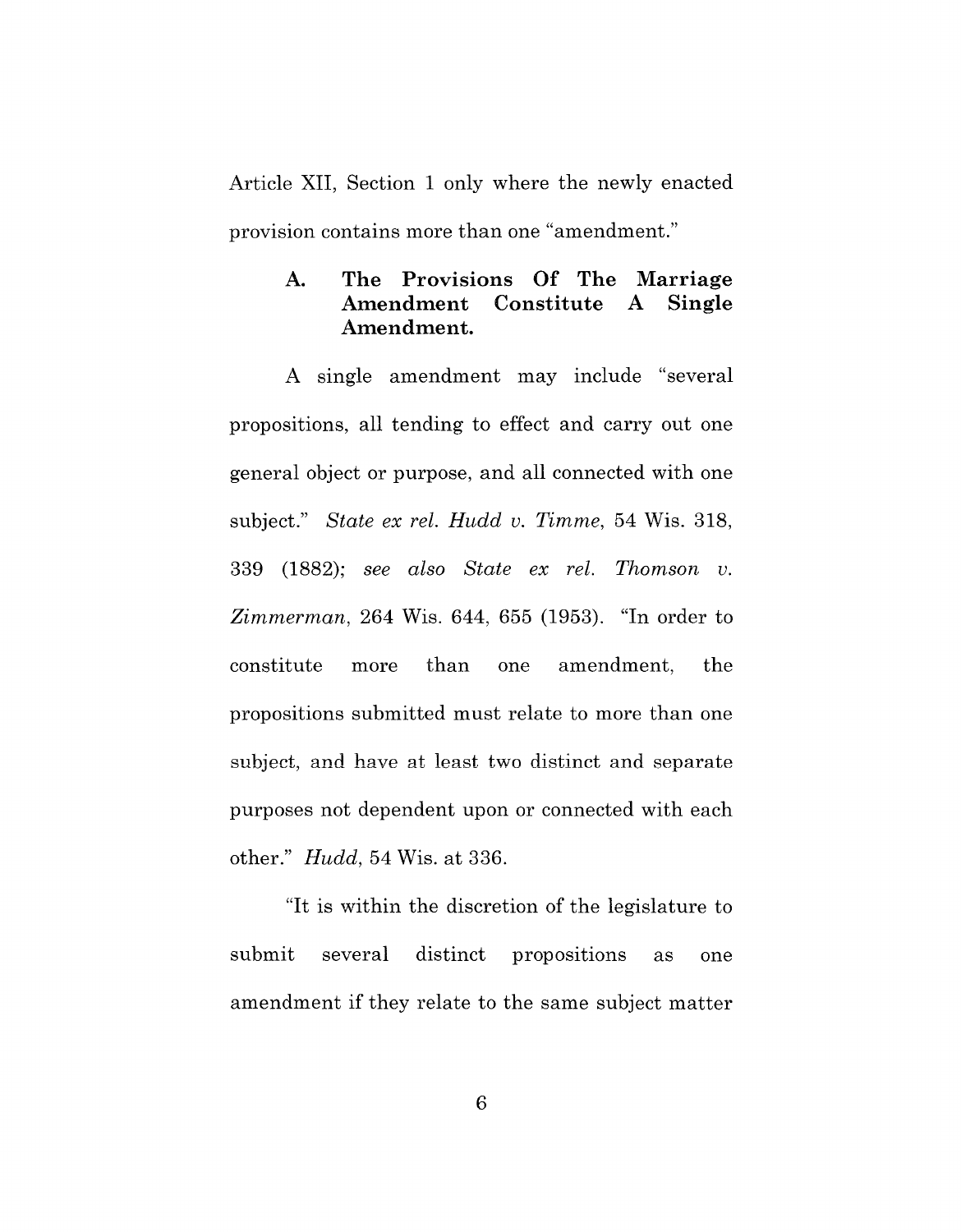Article XII, Section 1 only where the newly enacted provision contains more than one "amendment."

### A. The Provisions Of The Marriage Amendment Constitute A Single Amendment.

A single amendment may include "several propositions, all tending to effect and carry out one general object or purpose, and all connected with one subject." *State ex rel. Hudd v. Timme*, 54 Wis. 318, 339 (1882); *see also State ex rel. Thomson v. Zimmerman*, 264 Wis. 644, 655 (1953). "In order to constitute more than one amendment, the propositions submitted must relate to more than one subject, and have at least two distinct and separate purposes not dependent upon or connected with each other." *Hudd*, 54 Wis. at 336.

"It is within the discretion of the legislature to submit several distinct propositions as one amendment if they relate to the same subject matter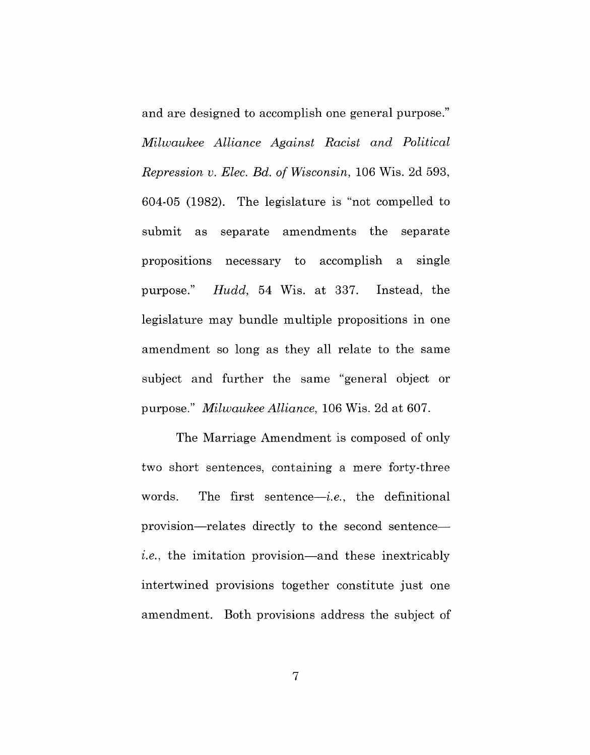and are designed to accomplish one general purpose." *Milwaukee Alliance Against Racist and Political Repression v. Elec. Bd. of Wisconsin*, 106 Wis. 2d 593, 604-05 (1982). The legislature is "not compelled to submit as separate amendments the separate propositions necessary to accomplish a single purpose." *Hudd*, 54 Wis. at 337. Instead, the legislature may bundle multiple propositions in one amendment so long as they all relate to the same subject and further the same "general object or purpose." *Milwaukee Alliance*, 106 Wis. 2d at 607.

The Marriage Amendment is composed of only two short sentences, containing a mere forty-three words. The first sentence—*i.e.*, the definitional provision—relates directly to the second sentence—*i.e.*, the imitation provision—and these inextricably intertwined provisions together constitute just one amendment. Both provisions address the subject of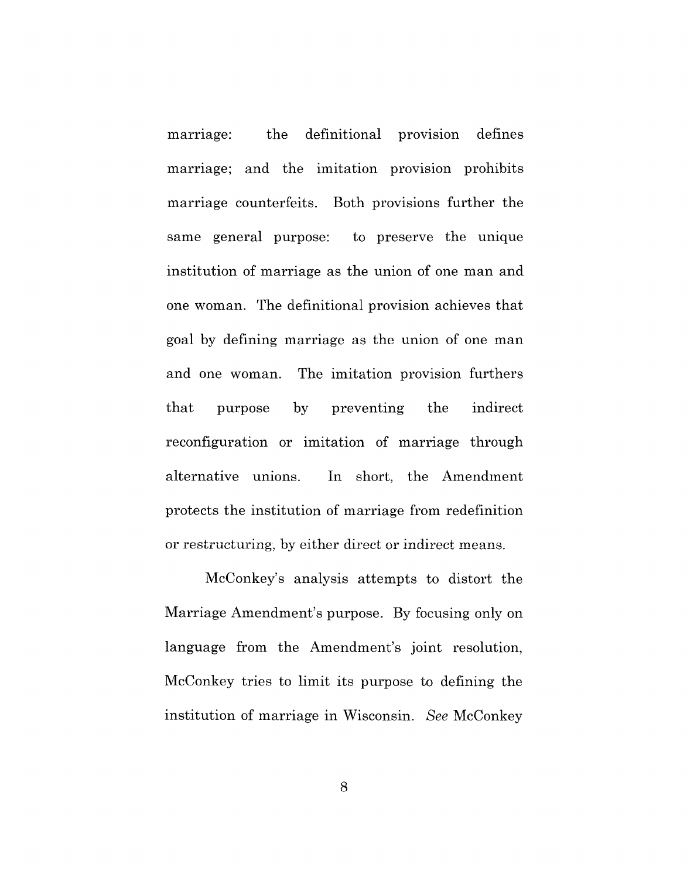marriage: the definitional provision defines marriage; and the imitation provision prohibits marriage counterfeits. Both provisions further the same general purpose: to preserve the unique institution of marriage as the union of one man and one woman. The definitional provision achieves that goal by defining marriage as the union of one man and one woman. The imitation provision furthers that purpose by preventing the indirect reconfiguration or imitation of marriage through alternative unions. In short, the Amendment protects the institution of marriage from redefinition or restructuring, by either direct or indirect means.

McConkey's analysis attempts to distort the Marriage Amendment's purpose. By focusing only on language from the Amendment's joint resolution, McConkey tries to limit its purpose to defining the institution of marriage in Wisconsin. *See* McConkey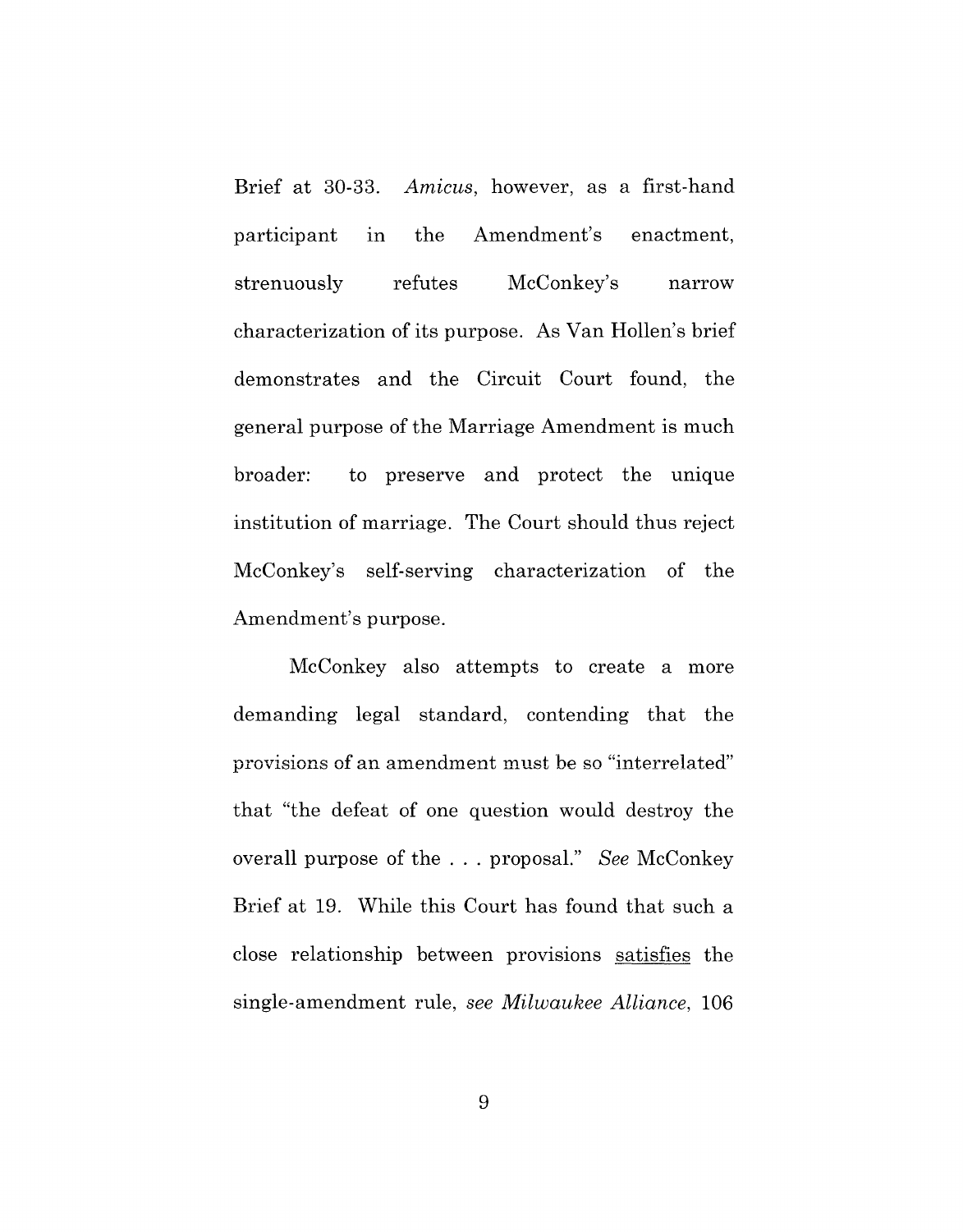Brief at 30-33. *Amicus*, however, as a first-hand participant in the Amendment's enactment, strenuously refutes McConkey's narrow characterization of its purpose. As Van Hollen's brief demonstrates and the Circuit Court found, the general purpose of the Marriage Amendment is much broader: to preserve and protect the unique institution of marriage. The Court should thus reject McConkey's self-serving characterization of the Amendment's purpose.

McConkey also attempts to create a more demanding legal standard, contending that the provisions of an amendment must be so "interrelated" that "the defeat of one question would destroy the overall purpose of the . . . proposal." *See* McConkey Brief at 19. While this Court has found that such a close relationship between provisions <u>satisfies</u> the single-amendment rule, *see Milwaukee Alliance*, 106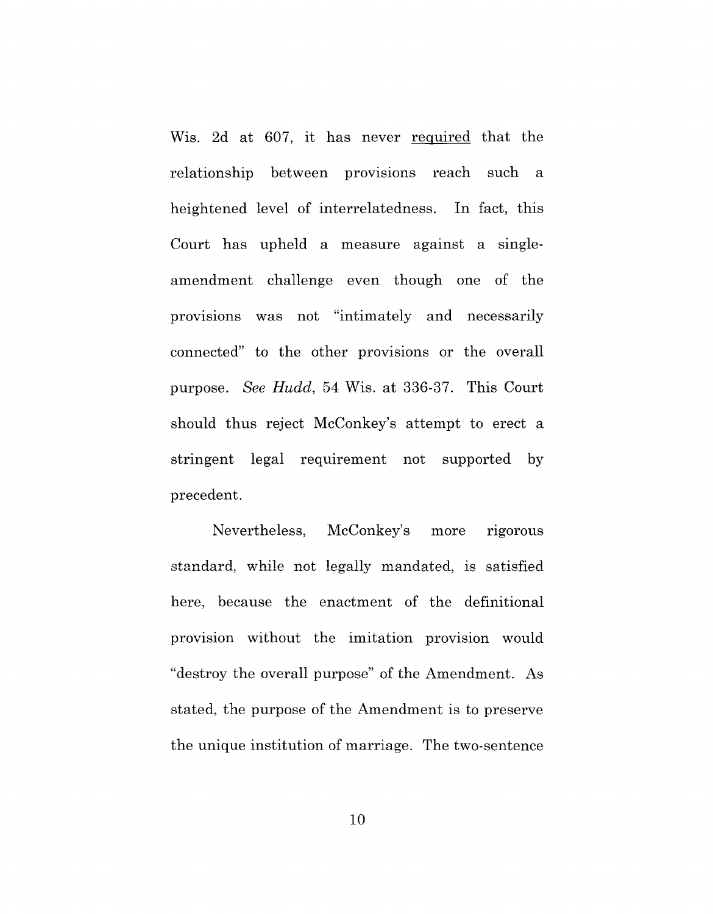Wis. 2d at 607, it has never <u>required</u> that the relationship between provisions reach such a heightened level of interrelatedness. In fact, this Court has upheld a measure against a single-amendment challenge even though one of the provisions was not "intimately and necessarily connected" to the other provisions or the overall purpose. *See Hudd*, 54 Wis. at 336-37. This Court should thus reject McConkey's attempt to erect a stringent legal requirement not supported by precedent.

Nevertheless, McConkey's more rigorous standard, while not legally mandated, is satisfied here, because the enactment of the definitional provision without the imitation provision would "destroy the overall purpose" of the Amendment. As stated, the purpose of the Amendment is to preserve the unique institution of marriage. The two-sentence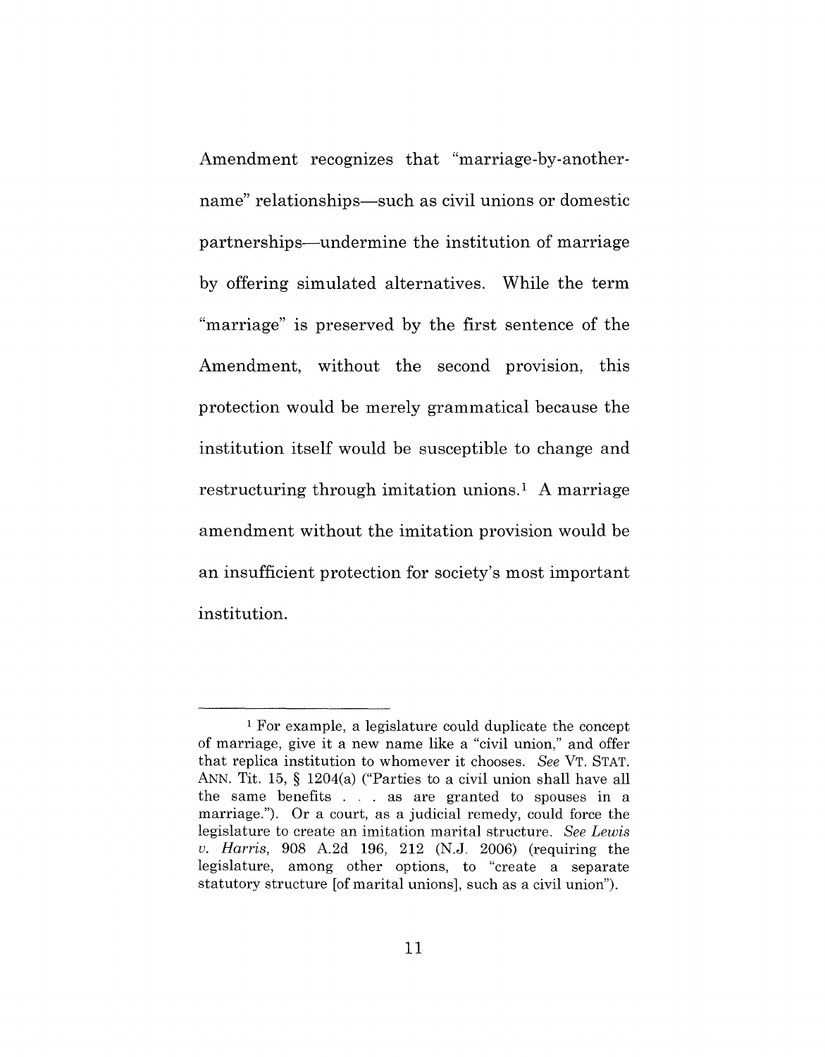Amendment recognizes that "marriage-by-another-name" relationships—such as civil unions or domestic partnerships—undermine the institution of marriage by offering simulated alternatives. While the term "marriage" is preserved by the first sentence of the Amendment, without the second provision, this protection would be merely grammatical because the institution itself would be susceptible to change and restructuring through imitation unions.[1] A marriage amendment without the imitation provision would be an insufficient protection for society's most important institution.

---

[1] For example, a legislature could duplicate the concept of marriage, give it a new name like a "civil union," and offer that replica institution to whomever it chooses. *See* VT. STAT. ANN. Tit. 15, § 1204(a) ("Parties to a civil union shall have all the same benefits . . . as are granted to spouses in a marriage."). Or a court, as a judicial remedy, could force the legislature to create an imitation marital structure. *See Lewis v. Harris*, 908 A.2d 196, 212 (N.J. 2006) (requiring the legislature, among other options, to "create a separate statutory structure [of marital unions], such as a civil union").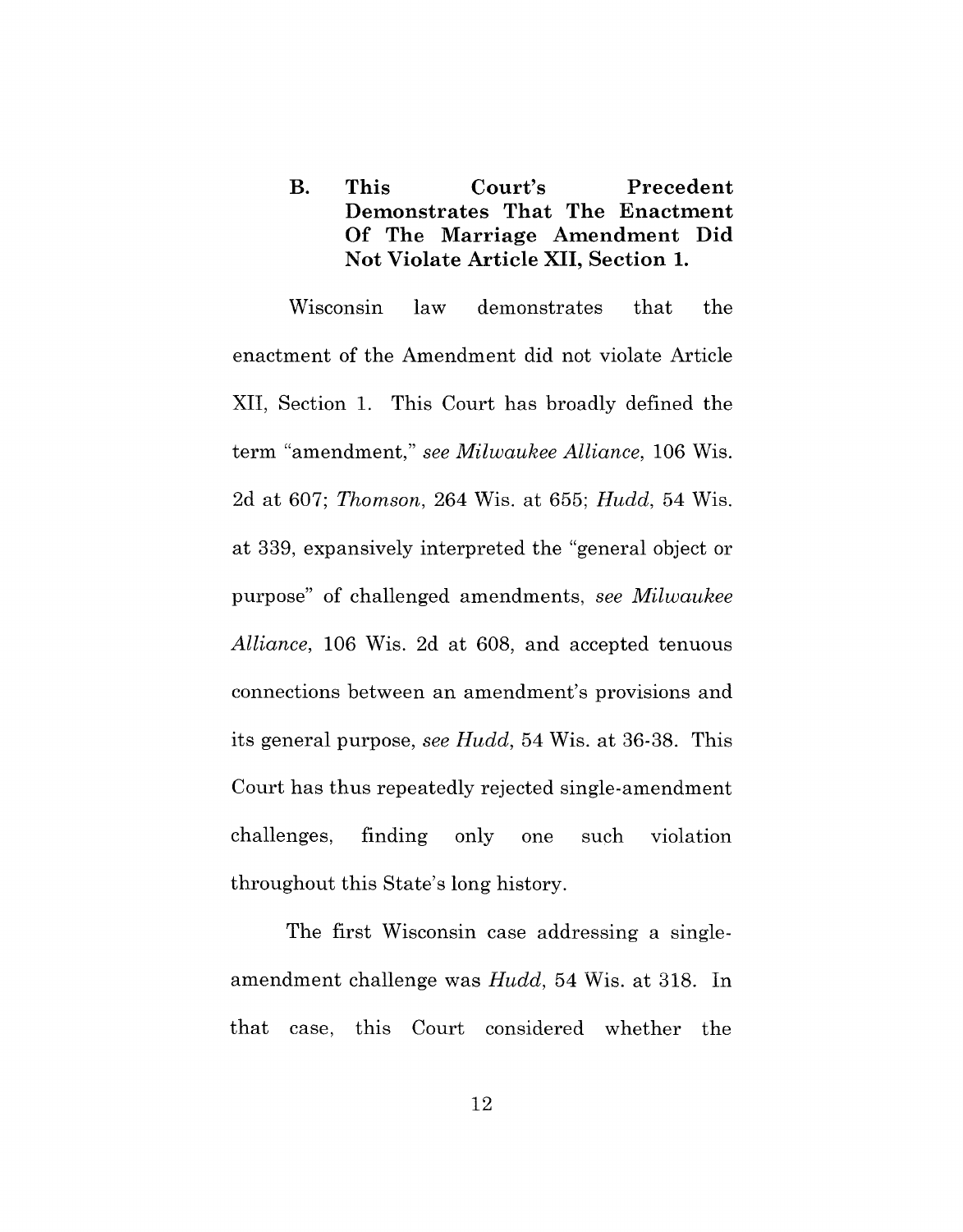### B. This Court's Precedent Demonstrates That The Enactment Of The Marriage Amendment Did Not Violate Article XII, Section 1.

Wisconsin law demonstrates that the enactment of the Amendment did not violate Article XII, Section 1. This Court has broadly defined the term "amendment," *see Milwaukee Alliance*, 106 Wis. 2d at 607; *Thomson*, 264 Wis. at 655; *Hudd*, 54 Wis. at 339, expansively interpreted the "general object or purpose" of challenged amendments, *see Milwaukee Alliance*, 106 Wis. 2d at 608, and accepted tenuous connections between an amendment's provisions and its general purpose, *see Hudd*, 54 Wis. at 36-38. This Court has thus repeatedly rejected single-amendment challenges, finding only one such violation throughout this State's long history.

The first Wisconsin case addressing a single-amendment challenge was *Hudd*, 54 Wis. at 318. In that case, this Court considered whether the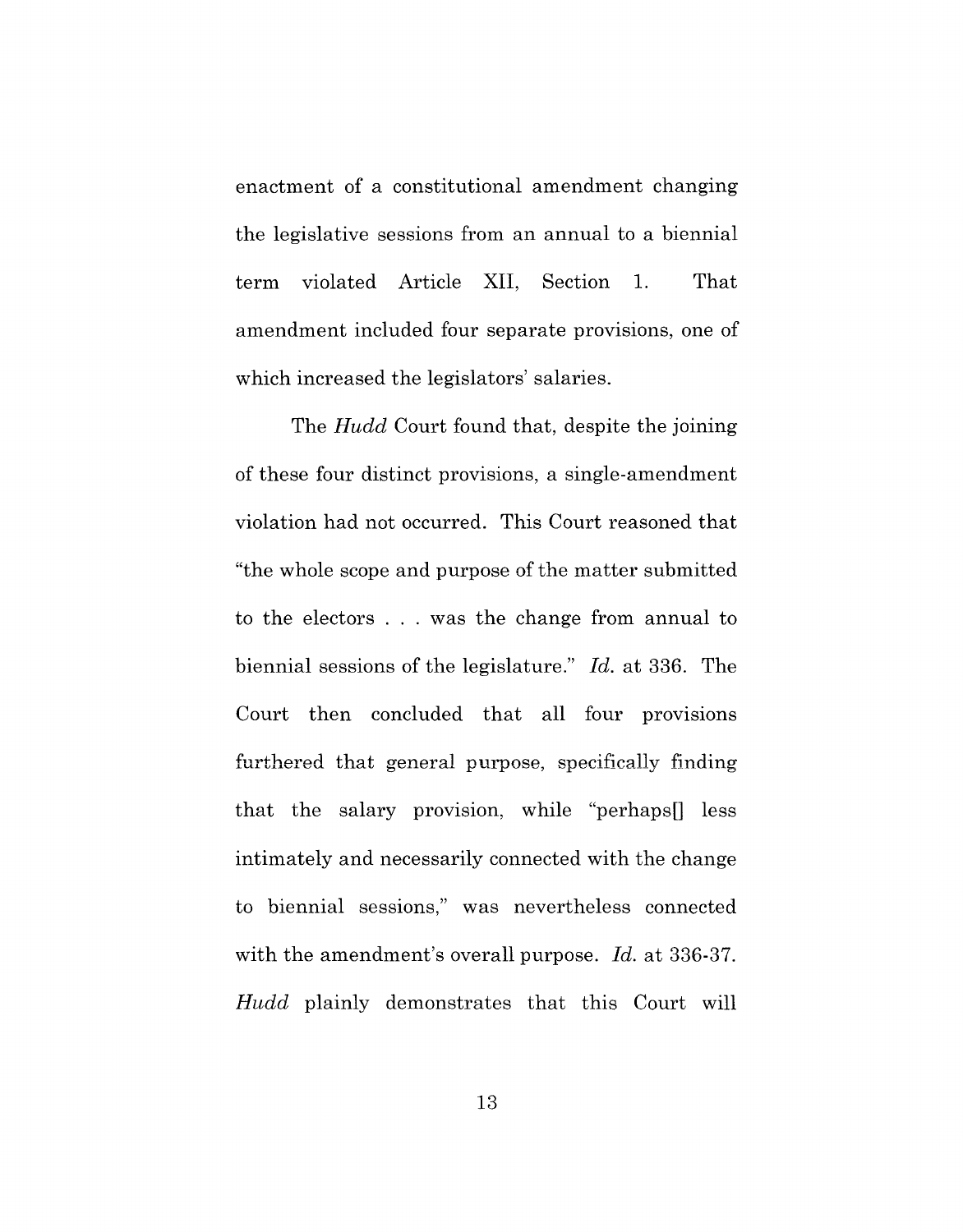enactment of a constitutional amendment changing the legislative sessions from an annual to a biennial term violated Article XII, Section 1. That amendment included four separate provisions, one of which increased the legislators' salaries.

The *Hudd* Court found that, despite the joining of these four distinct provisions, a single-amendment violation had not occurred. This Court reasoned that "the whole scope and purpose of the matter submitted to the electors . . . was the change from annual to biennial sessions of the legislature." *Id.* at 336. The Court then concluded that all four provisions furthered that general purpose, specifically finding that the salary provision, while "perhaps[] less intimately and necessarily connected with the change to biennial sessions," was nevertheless connected with the amendment's overall purpose. *Id.* at 336-37. *Hudd* plainly demonstrates that this Court will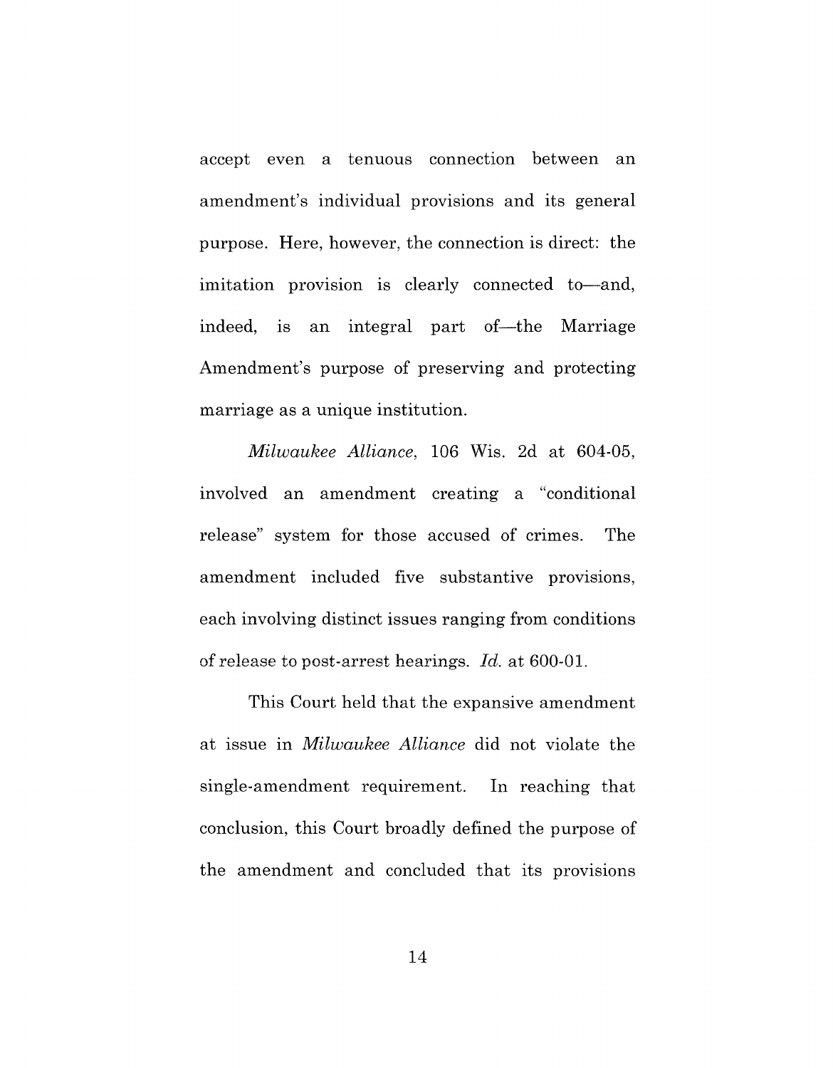accept even a tenuous connection between an amendment's individual provisions and its general purpose. Here, however, the connection is direct: the imitation provision is clearly connected to—and, indeed, is an integral part of—the Marriage Amendment's purpose of preserving and protecting marriage as a unique institution.

*Milwaukee Alliance*, 106 Wis. 2d at 604-05, involved an amendment creating a "conditional release" system for those accused of crimes. The amendment included five substantive provisions, each involving distinct issues ranging from conditions of release to post-arrest hearings. *Id.* at 600-01.

This Court held that the expansive amendment at issue in *Milwaukee Alliance* did not violate the single-amendment requirement. In reaching that conclusion, this Court broadly defined the purpose of the amendment and concluded that its provisions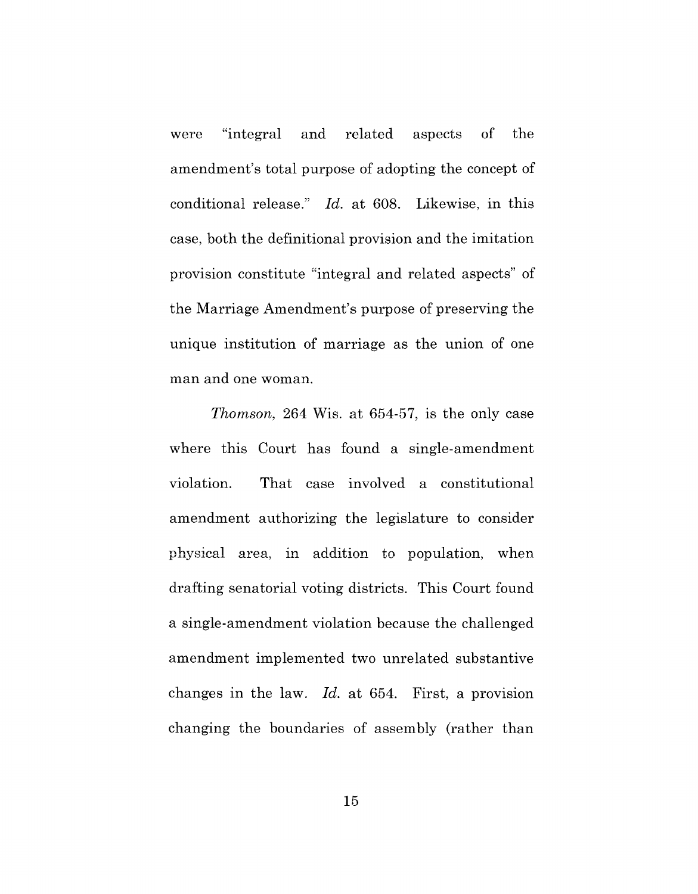were "integral and related aspects of the amendment's total purpose of adopting the concept of conditional release." *Id.* at 608. Likewise, in this case, both the definitional provision and the imitation provision constitute "integral and related aspects" of the Marriage Amendment's purpose of preserving the unique institution of marriage as the union of one man and one woman.

*Thomson*, 264 Wis. at 654-57, is the only case where this Court has found a single-amendment violation. That case involved a constitutional amendment authorizing the legislature to consider physical area, in addition to population, when drafting senatorial voting districts. This Court found a single-amendment violation because the challenged amendment implemented two unrelated substantive changes in the law. *Id.* at 654. First, a provision changing the boundaries of assembly (rather than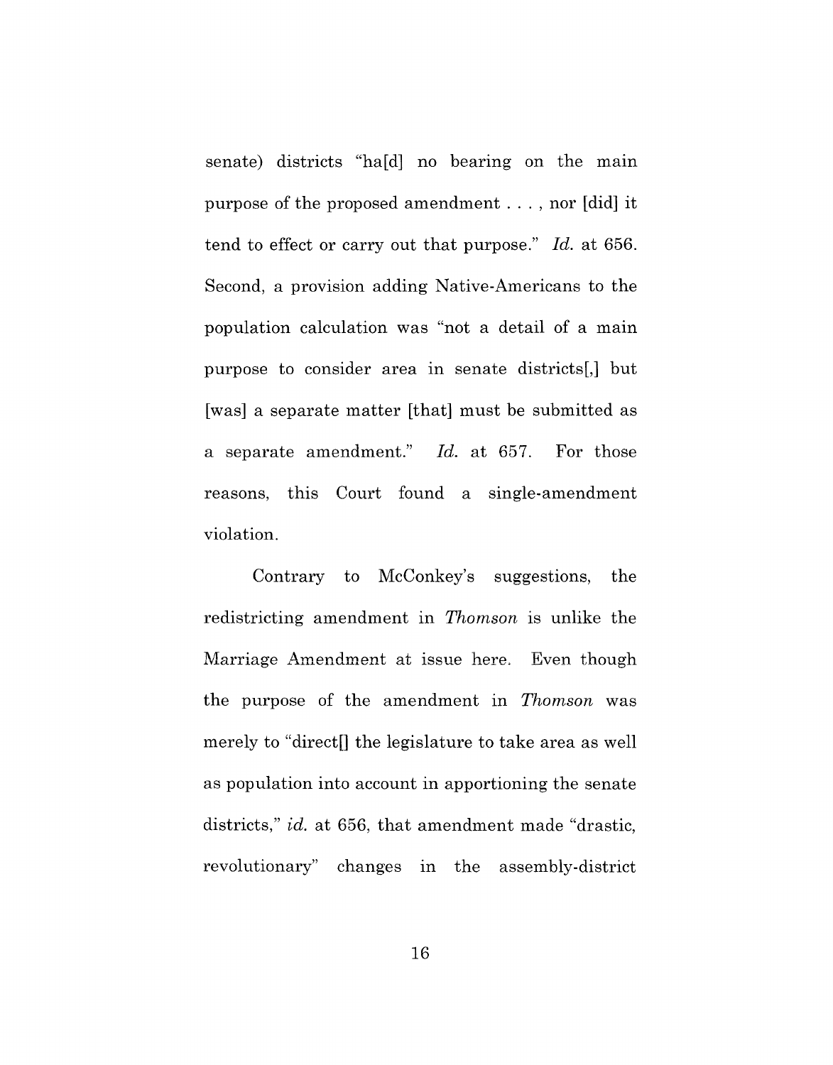senate) districts "ha[d] no bearing on the main purpose of the proposed amendment . . . , nor [did] it tend to effect or carry out that purpose." *Id.* at 656. Second, a provision adding Native-Americans to the population calculation was "not a detail of a main purpose to consider area in senate districts[,] but [was] a separate matter [that] must be submitted as a separate amendment." *Id.* at 657. For those reasons, this Court found a single-amendment violation.

Contrary to McConkey's suggestions, the redistricting amendment in *Thomson* is unlike the Marriage Amendment at issue here. Even though the purpose of the amendment in *Thomson* was merely to "direct[] the legislature to take area as well as population into account in apportioning the senate districts," *id.* at 656, that amendment made "drastic, revolutionary" changes in the assembly-district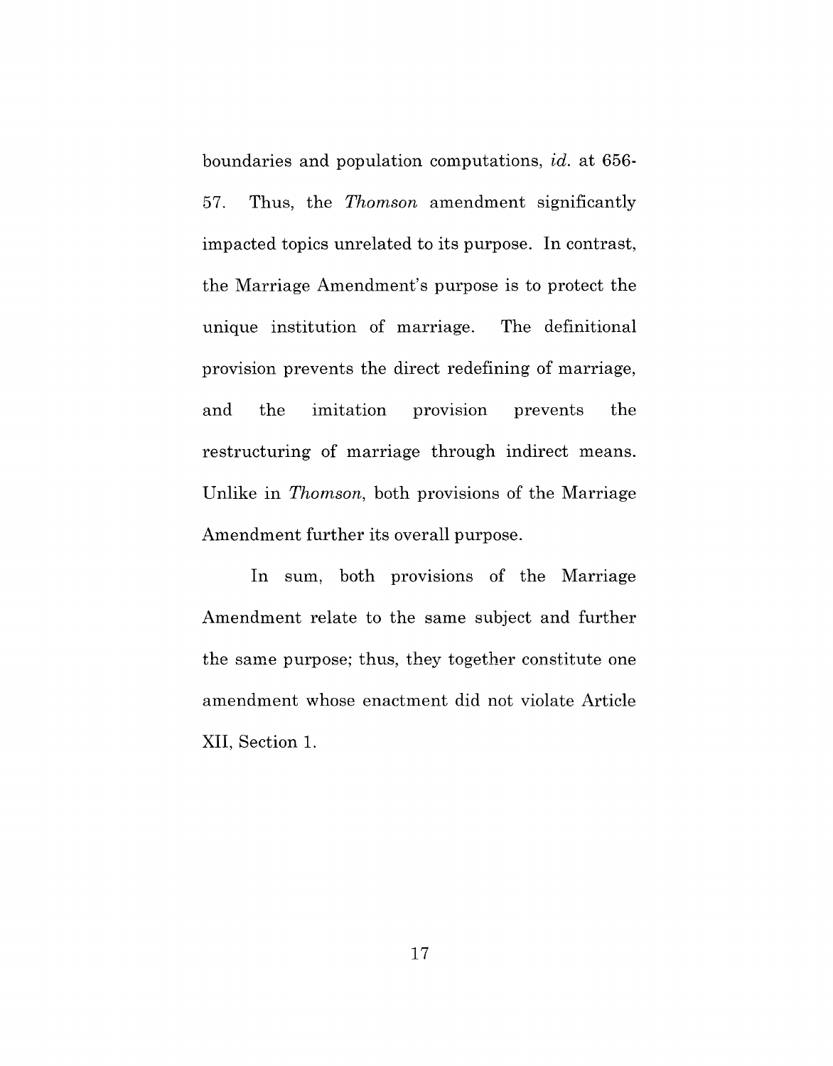boundaries and population computations, *id.* at 656-57. Thus, the *Thomson* amendment significantly impacted topics unrelated to its purpose. In contrast, the Marriage Amendment's purpose is to protect the unique institution of marriage. The definitional provision prevents the direct redefining of marriage, and the imitation provision prevents the restructuring of marriage through indirect means. Unlike in *Thomson*, both provisions of the Marriage Amendment further its overall purpose.

In sum, both provisions of the Marriage Amendment relate to the same subject and further the same purpose; thus, they together constitute one amendment whose enactment did not violate Article XII, Section 1.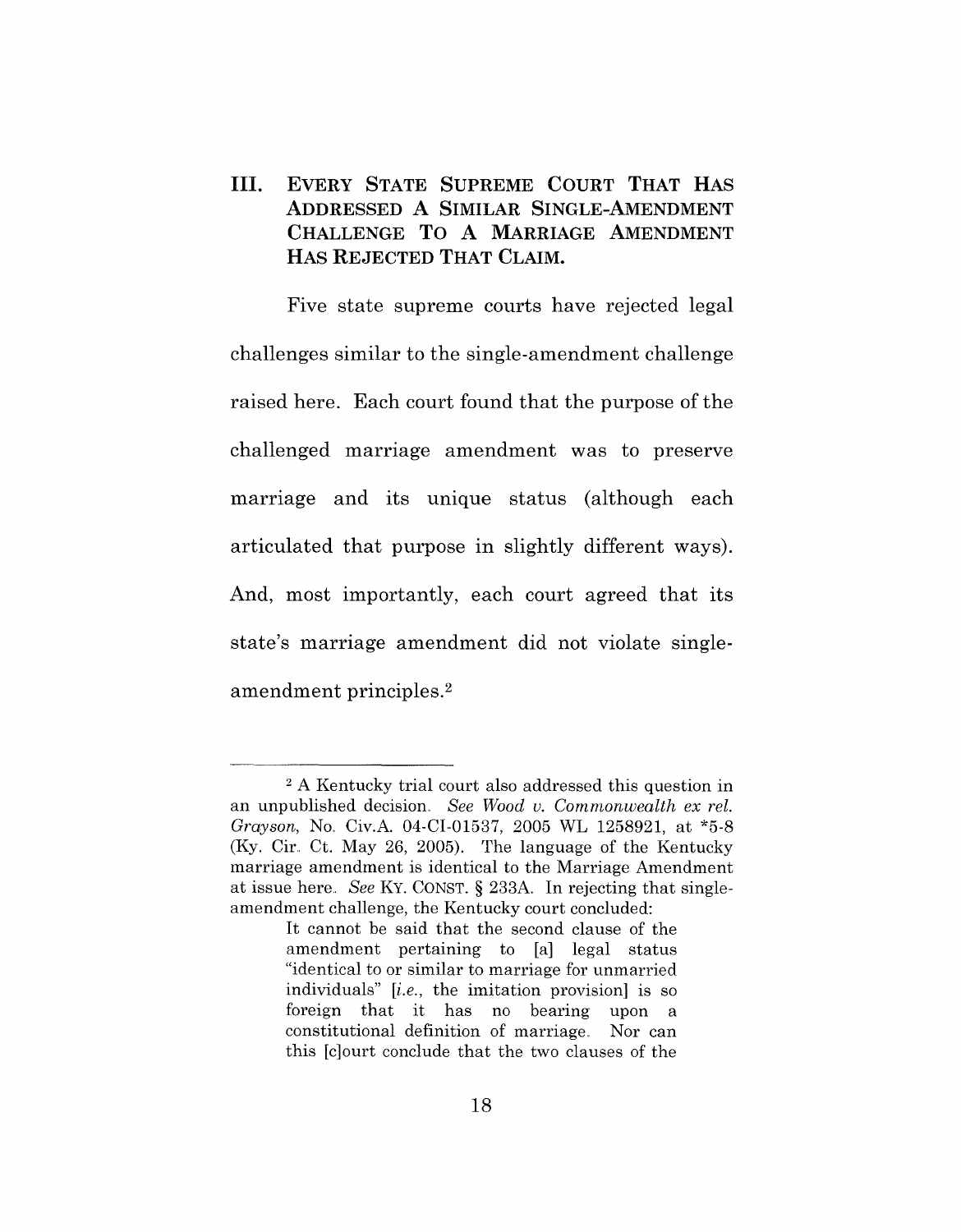## III. EVERY STATE SUPREME COURT THAT HAS ADDRESSED A SIMILAR SINGLE-AMENDMENT CHALLENGE TO A MARRIAGE AMENDMENT HAS REJECTED THAT CLAIM.

Five state supreme courts have rejected legal challenges similar to the single-amendment challenge raised here. Each court found that the purpose of the challenged marriage amendment was to preserve marriage and its unique status (although each articulated that purpose in slightly different ways). And, most importantly, each court agreed that its state's marriage amendment did not violate single-amendment principles.[2]

---

[2] A Kentucky trial court also addressed this question in an unpublished decision. *See Wood v. Commonwealth ex rel. Grayson*, No. Civ.A. 04-CI-01537, 2005 WL 1258921, at *5-8 (Ky. Cir. Ct. May 26, 2005). The language of the Kentucky marriage amendment is identical to the Marriage Amendment at issue here. *See* KY. CONST. § 233A. In rejecting that single-amendment challenge, the Kentucky court concluded:

> It cannot be said that the second clause of the amendment pertaining to [a] legal status "identical to or similar to marriage for unmarried individuals" [*i.e.*, the imitation provision] is so foreign that it has no bearing upon a constitutional definition of marriage. Nor can this [c]ourt conclude that the two clauses of the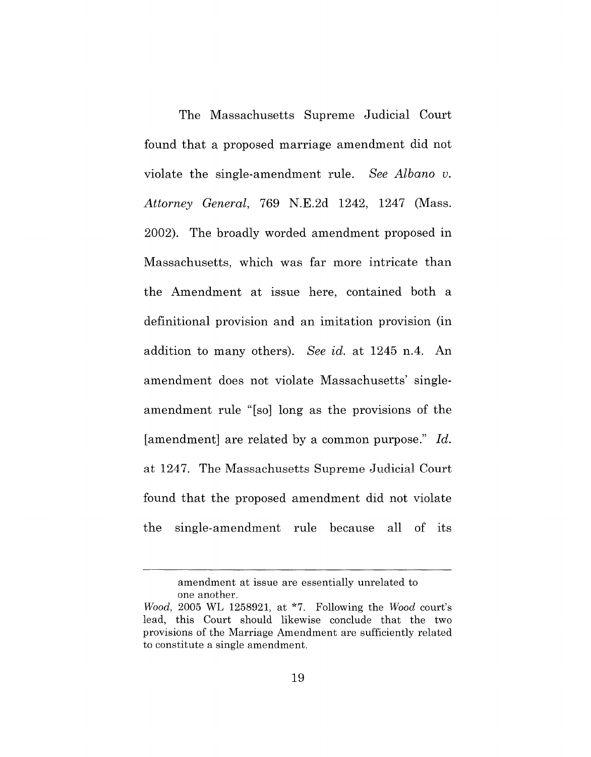The Massachusetts Supreme Judicial Court found that a proposed marriage amendment did not violate the single-amendment rule. *See Albano v. Attorney General*, 769 N.E.2d 1242, 1247 (Mass. 2002). The broadly worded amendment proposed in Massachusetts, which was far more intricate than the Amendment at issue here, contained both a definitional provision and an imitation provision (in addition to many others). *See id.* at 1245 n.4. An amendment does not violate Massachusetts' single-amendment rule "[so] long as the provisions of the [amendment] are related by a common purpose." *Id.* at 1247. The Massachusetts Supreme Judicial Court found that the proposed amendment did not violate the single-amendment rule because all of its

---

> amendment at issue are essentially unrelated to one another.

*Wood*, 2005 WL 1258921, at *7. Following the *Wood* court's lead, this Court should likewise conclude that the two provisions of the Marriage Amendment are sufficiently related to constitute a single amendment.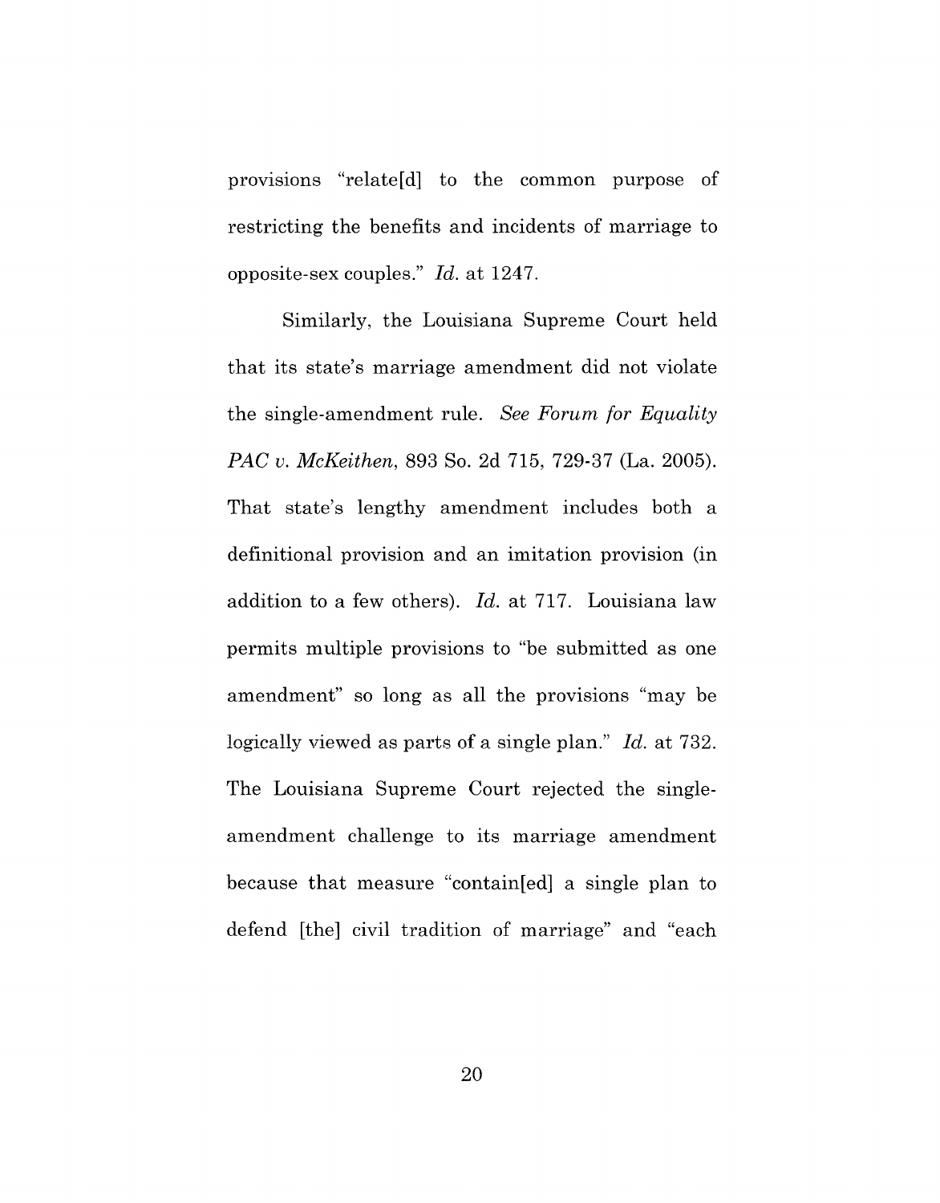provisions "relate[d] to the common purpose of restricting the benefits and incidents of marriage to opposite-sex couples." *Id.* at 1247.

Similarly, the Louisiana Supreme Court held that its state's marriage amendment did not violate the single-amendment rule. *See Forum for Equality PAC v. McKeithen*, 893 So. 2d 715, 729-37 (La. 2005). That state's lengthy amendment includes both a definitional provision and an imitation provision (in addition to a few others). *Id.* at 717. Louisiana law permits multiple provisions to "be submitted as one amendment" so long as all the provisions "may be logically viewed as parts of a single plan." *Id.* at 732. The Louisiana Supreme Court rejected the single-amendment challenge to its marriage amendment because that measure "contain[ed] a single plan to defend [the] civil tradition of marriage" and "each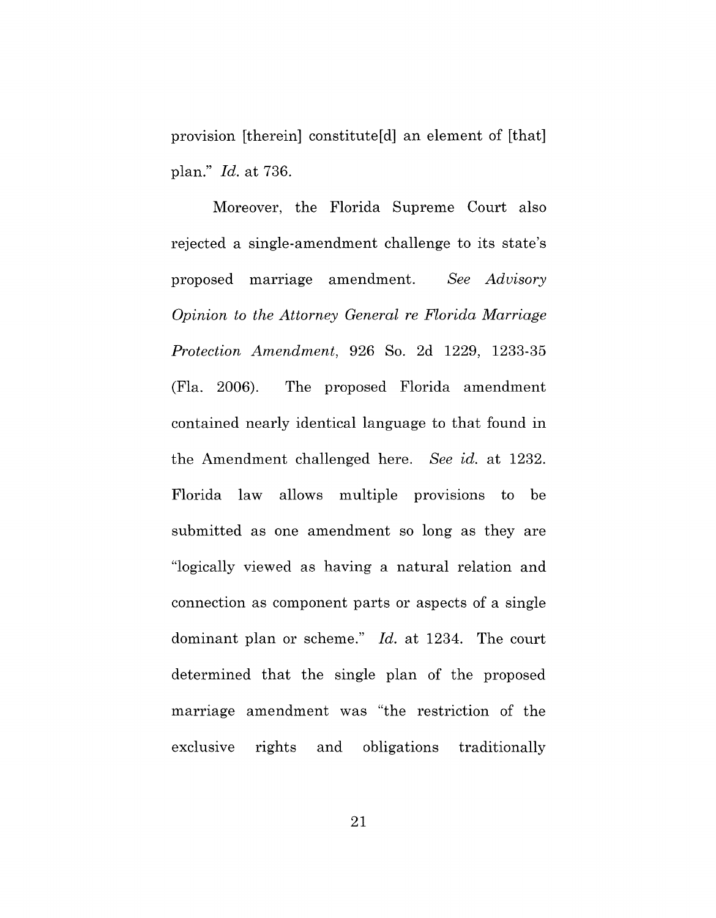provision [therein] constitute[d] an element of [that] plan." *Id.* at 736.

Moreover, the Florida Supreme Court also rejected a single-amendment challenge to its state's proposed marriage amendment. *See Advisory Opinion to the Attorney General re Florida Marriage Protection Amendment*, 926 So. 2d 1229, 1233-35 (Fla. 2006). The proposed Florida amendment contained nearly identical language to that found in the Amendment challenged here. *See id.* at 1232. Florida law allows multiple provisions to be submitted as one amendment so long as they are "logically viewed as having a natural relation and connection as component parts or aspects of a single dominant plan or scheme." *Id.* at 1234. The court determined that the single plan of the proposed marriage amendment was "the restriction of the exclusive rights and obligations traditionally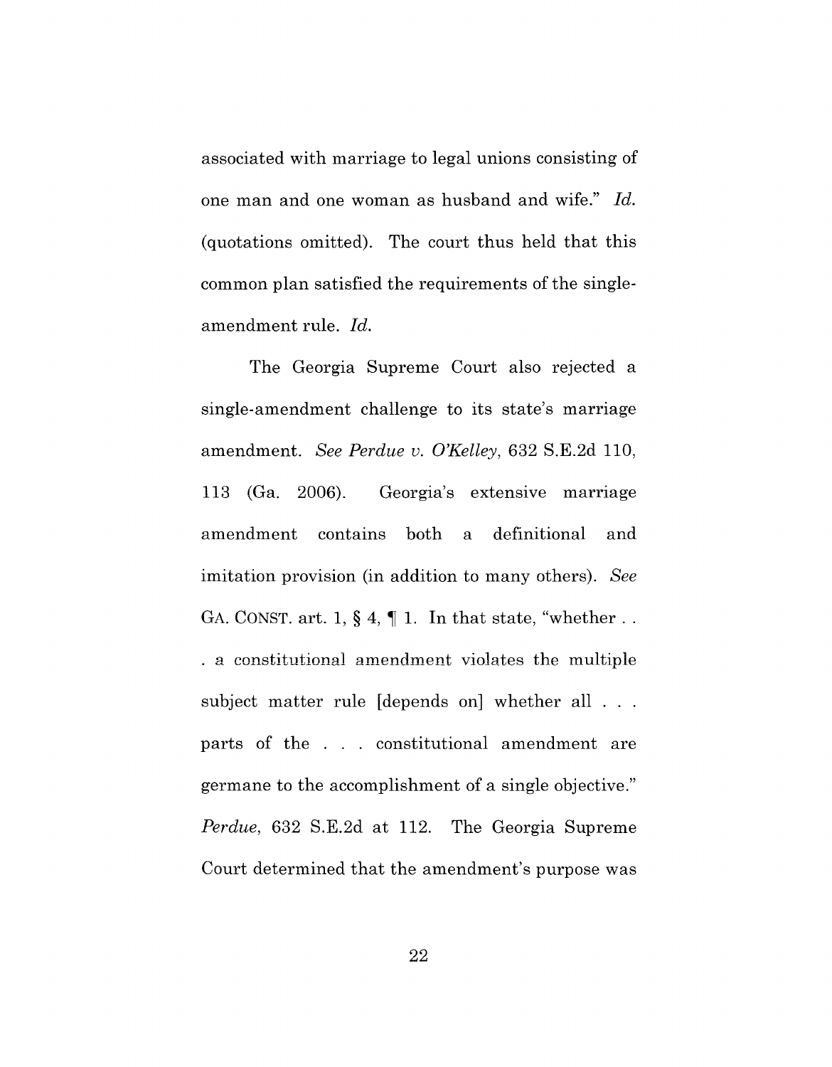associated with marriage to legal unions consisting of one man and one woman as husband and wife." *Id.* (quotations omitted). The court thus held that this common plan satisfied the requirements of the single-amendment rule. *Id.*

The Georgia Supreme Court also rejected a single-amendment challenge to its state's marriage amendment. *See Perdue v. O'Kelley*, 632 S.E.2d 110, 113 (Ga. 2006). Georgia's extensive marriage amendment contains both a definitional and imitation provision (in addition to many others). *See* GA. CONST. art. 1, § 4, ¶ 1. In that state, "whether . . . a constitutional amendment violates the multiple subject matter rule [depends on] whether all . . . parts of the . . . constitutional amendment are germane to the accomplishment of a single objective." *Perdue*, 632 S.E.2d at 112. The Georgia Supreme Court determined that the amendment's purpose was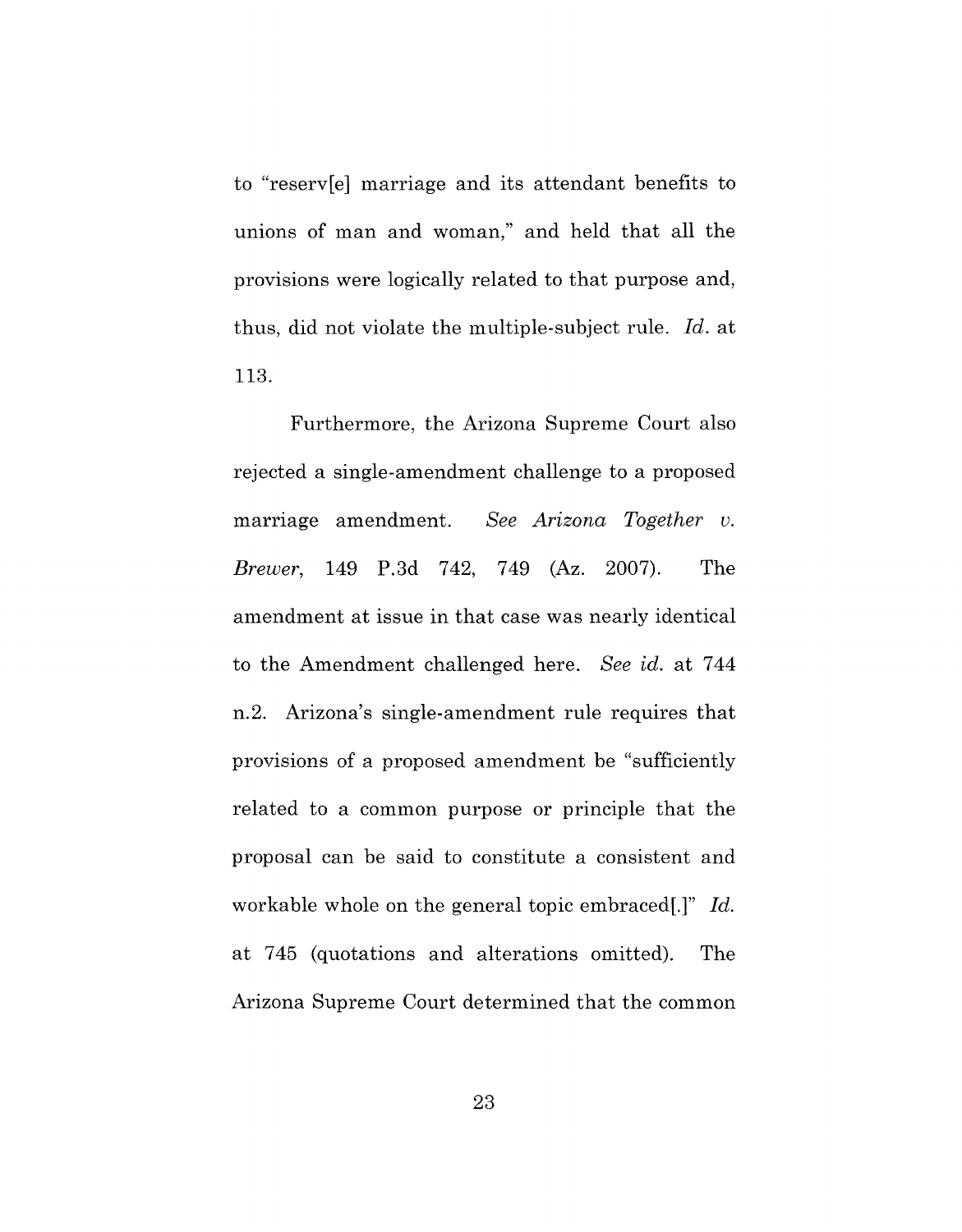to "reserv[e] marriage and its attendant benefits to unions of man and woman," and held that all the provisions were logically related to that purpose and, thus, did not violate the multiple-subject rule. *Id.* at 113.

Furthermore, the Arizona Supreme Court also rejected a single-amendment challenge to a proposed marriage amendment. *See Arizona Together v. Brewer*, 149 P.3d 742, 749 (Az. 2007). The amendment at issue in that case was nearly identical to the Amendment challenged here. *See id.* at 744 n.2. Arizona's single-amendment rule requires that provisions of a proposed amendment be "sufficiently related to a common purpose or principle that the proposal can be said to constitute a consistent and workable whole on the general topic embraced[.]" *Id.* at 745 (quotations and alterations omitted). The Arizona Supreme Court determined that the common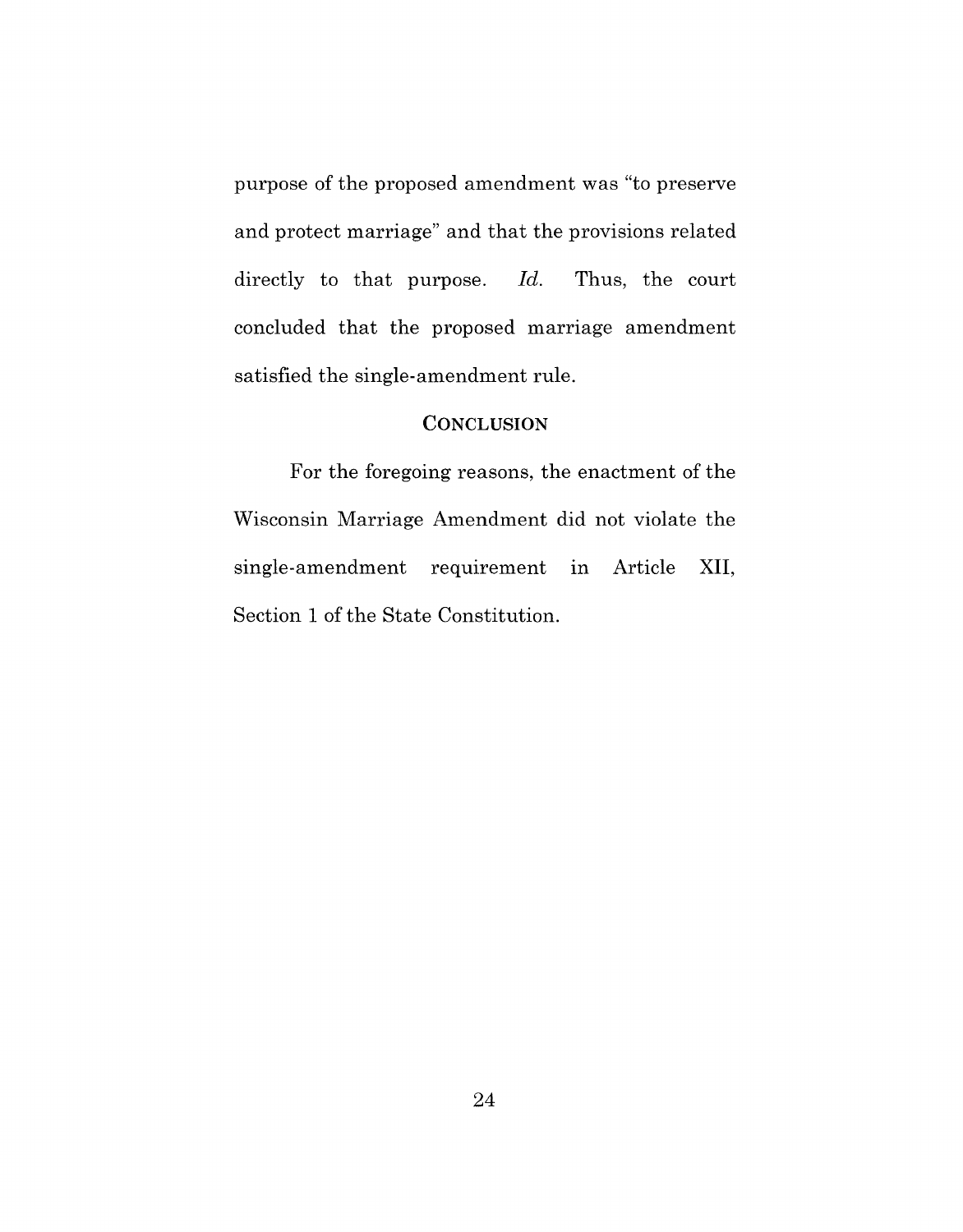purpose of the proposed amendment was "to preserve and protect marriage" and that the provisions related directly to that purpose. *Id.* Thus, the court concluded that the proposed marriage amendment satisfied the single-amendment rule.

## CONCLUSION

For the foregoing reasons, the enactment of the Wisconsin Marriage Amendment did not violate the single-amendment requirement in Article XII, Section 1 of the State Constitution.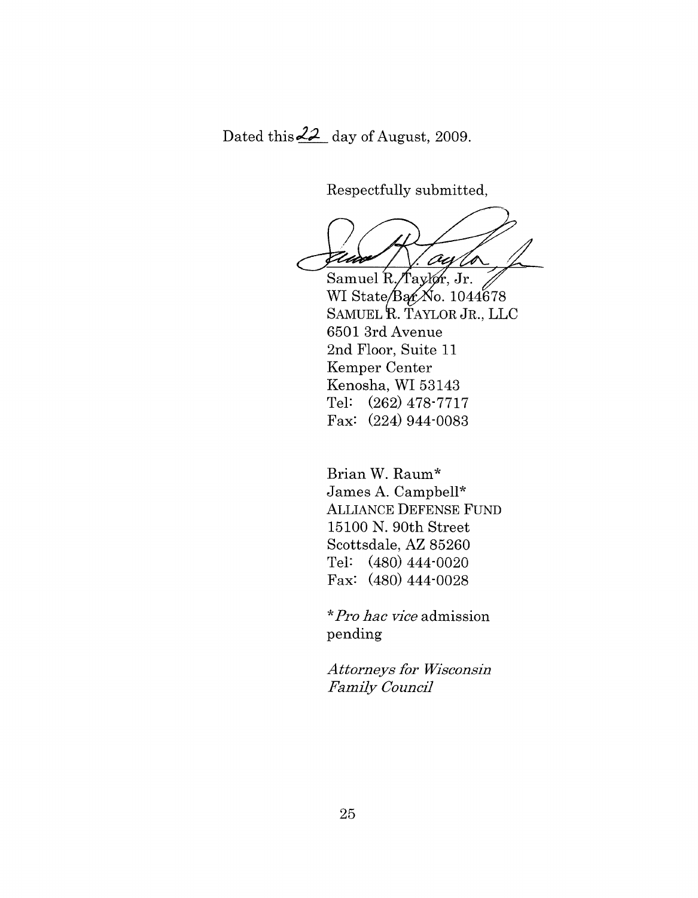Dated this 22 day of August, 2009.

Respectfully submitted,

Samuel R. Taylor, Jr.
WI State Bar No. 1044678
SAMUEL R. TAYLOR JR., LLC
6501 3rd Avenue
2nd Floor, Suite 11
Kemper Center
Kenosha, WI 53143
Tel: (262) 478-7717
Fax: (224) 944-0083

Brian W. Raum*
James A. Campbell*
ALLIANCE DEFENSE FUND
15100 N. 90th Street
Scottsdale, AZ 85260
Tel: (480) 444-0020
Fax: (480) 444-0028

**Pro hac vice* admission pending

*Attorneys for Wisconsin Family Council*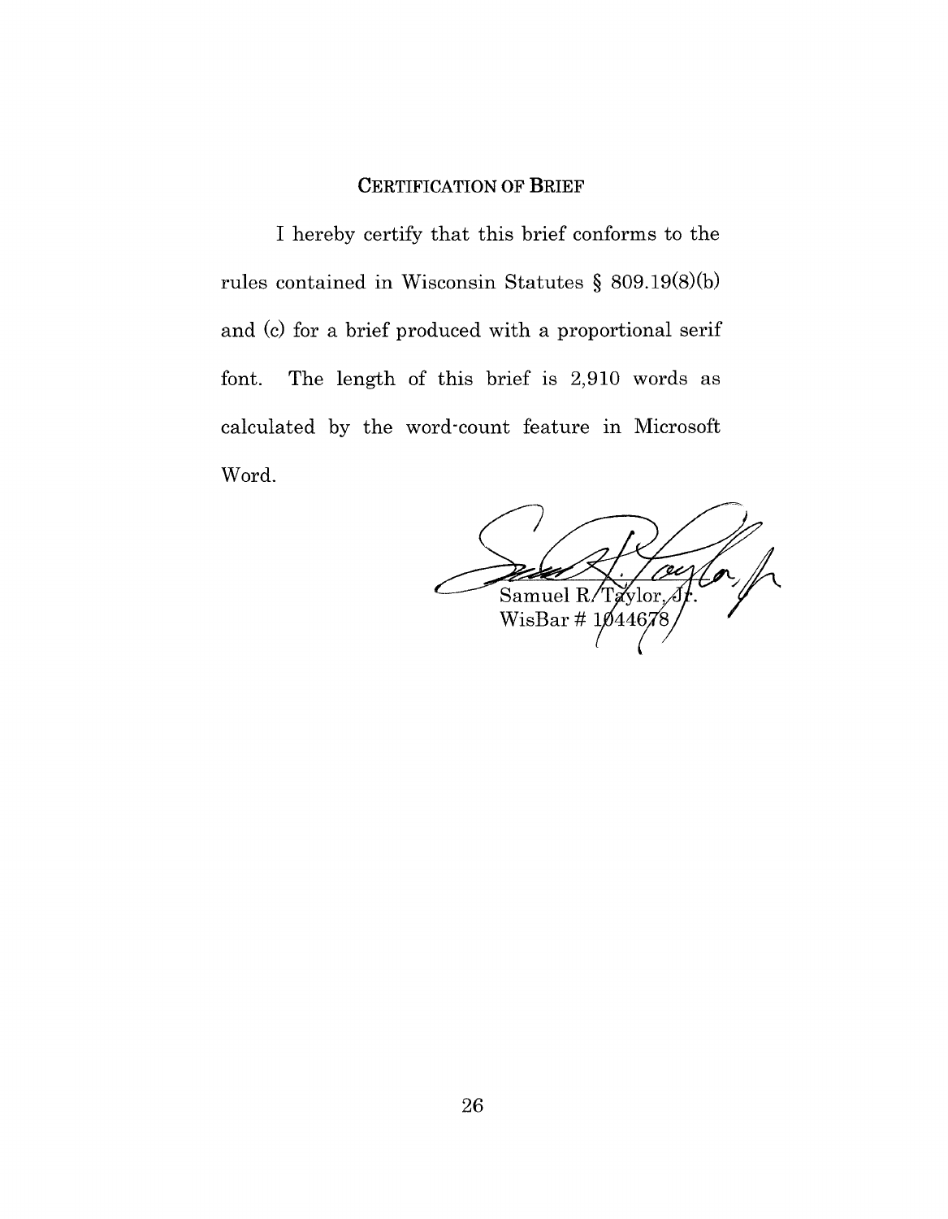## CERTIFICATION OF BRIEF

I hereby certify that this brief conforms to the rules contained in Wisconsin Statutes § 809.19(8)(b) and (c) for a brief produced with a proportional serif font. The length of this brief is 2,910 words as calculated by the word-count feature in Microsoft Word.

Samuel R. Taylor, Jr.
WisBar # 1044678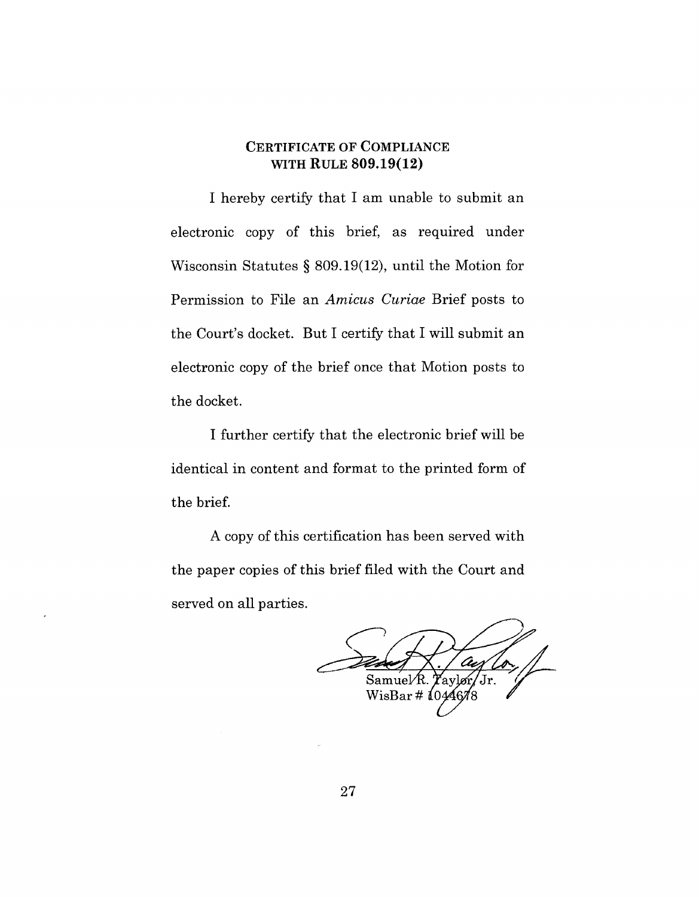## CERTIFICATE OF COMPLIANCE WITH RULE 809.19(12)

I hereby certify that I am unable to submit an electronic copy of this brief, as required under Wisconsin Statutes § 809.19(12), until the Motion for Permission to File an *Amicus Curiae* Brief posts to the Court's docket. But I certify that I will submit an electronic copy of the brief once that Motion posts to the docket.

I further certify that the electronic brief will be identical in content and format to the printed form of the brief.

A copy of this certification has been served with the paper copies of this brief filed with the Court and served on all parties.

Samuel R. Taylor, Jr.
WisBar # 1044678